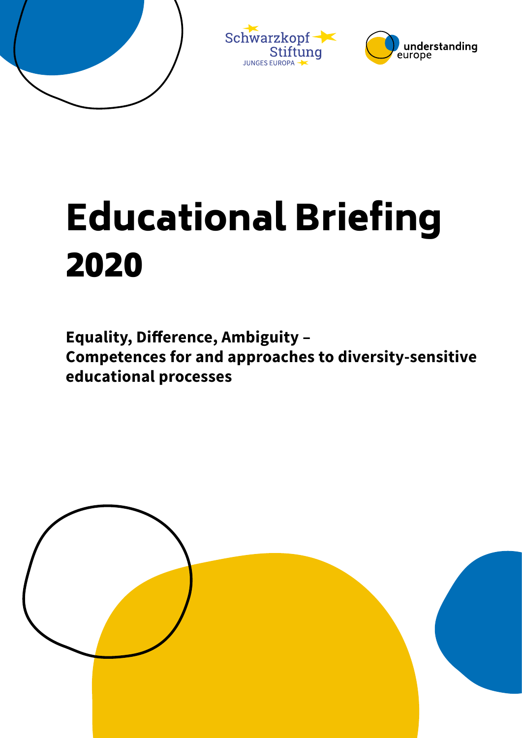Schwarzkopf Stiftung JUNGES EUROPA

understanding europe

# Educational Briefing 2020

**Equality, Difference, Ambiguity – Competences for and approaches to diversity-sensitive educational processes**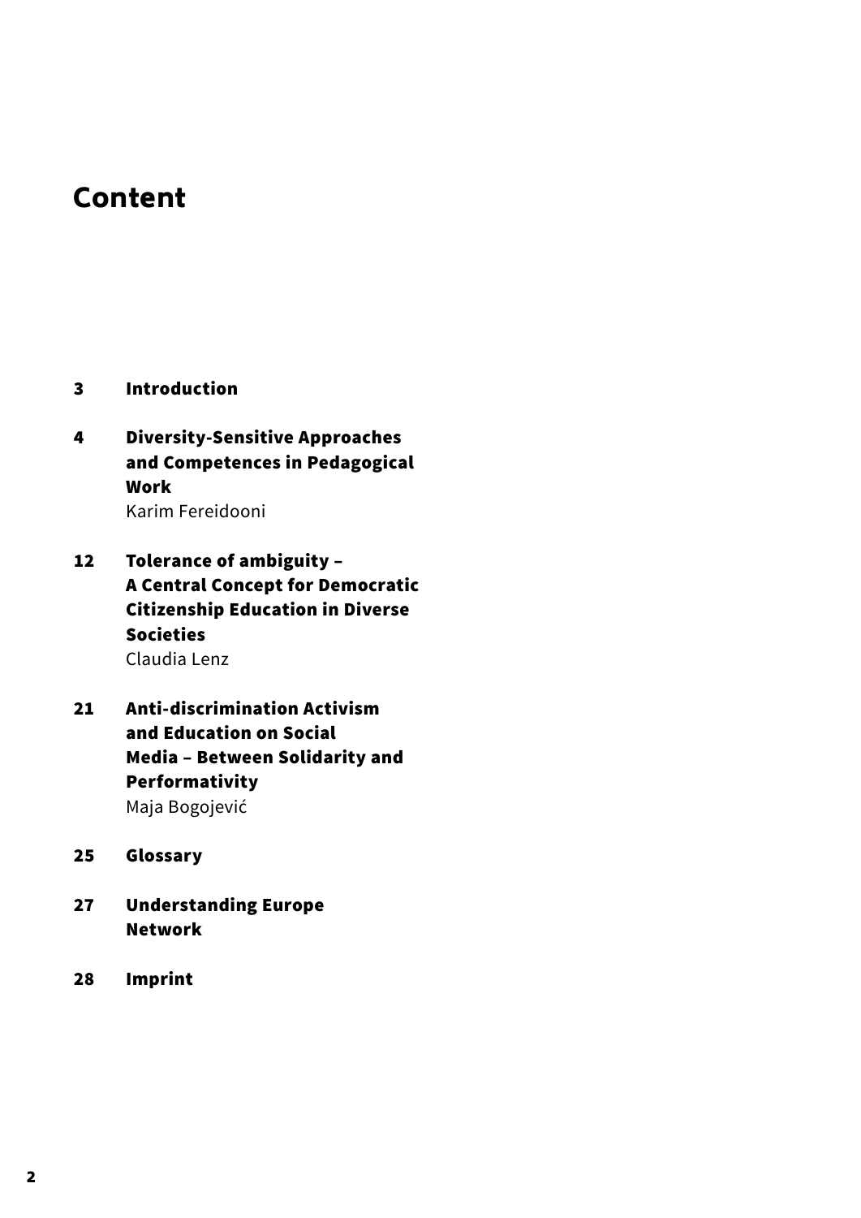# Content

**3** **Introduction**

**4** **Diversity-Sensitive Approaches and Competences in Pedagogical Work**
Karim Fereidooni

**12** **Tolerance of ambiguity – A Central Concept for Democratic Citizenship Education in Diverse Societies**
Claudia Lenz

**21** **Anti-discrimination Activism and Education on Social Media – Between Solidarity and Performativity**
Maja Bogojević

**25** **Glossary**

**27** **Understanding Europe Network**

**28** **Imprint**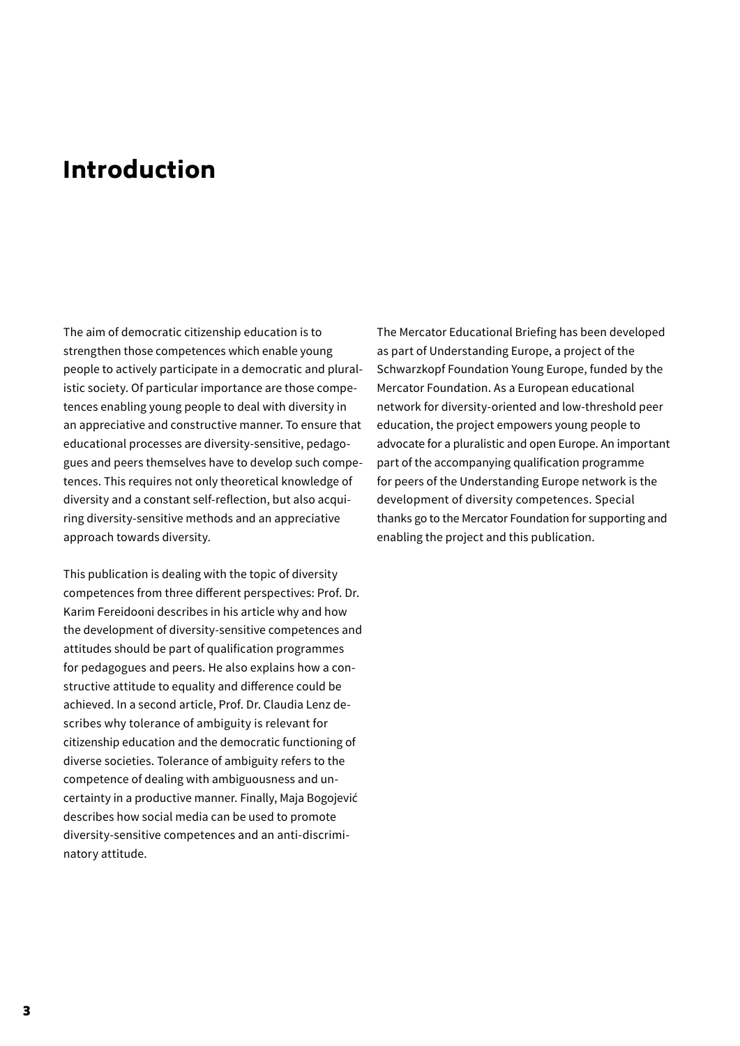# Introduction

The aim of democratic citizenship education is to strengthen those competences which enable young people to actively participate in a democratic and pluralistic society. Of particular importance are those competences enabling young people to deal with diversity in an appreciative and constructive manner. To ensure that educational processes are diversity-sensitive, pedagogues and peers themselves have to develop such competences. This requires not only theoretical knowledge of diversity and a constant self-reflection, but also acquiring diversity-sensitive methods and an appreciative approach towards diversity.

This publication is dealing with the topic of diversity competences from three different perspectives: Prof. Dr. Karim Fereidooni describes in his article why and how the development of diversity-sensitive competences and attitudes should be part of qualification programmes for pedagogues and peers. He also explains how a constructive attitude to equality and difference could be achieved. In a second article, Prof. Dr. Claudia Lenz describes why tolerance of ambiguity is relevant for citizenship education and the democratic functioning of diverse societies. Tolerance of ambiguity refers to the competence of dealing with ambiguousness and uncertainty in a productive manner. Finally, Maja Bogojević describes how social media can be used to promote diversity-sensitive competences and an anti-discriminatory attitude.

The Mercator Educational Briefing has been developed as part of Understanding Europe, a project of the Schwarzkopf Foundation Young Europe, funded by the Mercator Foundation. As a European educational network for diversity-oriented and low-threshold peer education, the project empowers young people to advocate for a pluralistic and open Europe. An important part of the accompanying qualification programme for peers of the Understanding Europe network is the development of diversity competences. Special thanks go to the Mercator Foundation for supporting and enabling the project and this publication.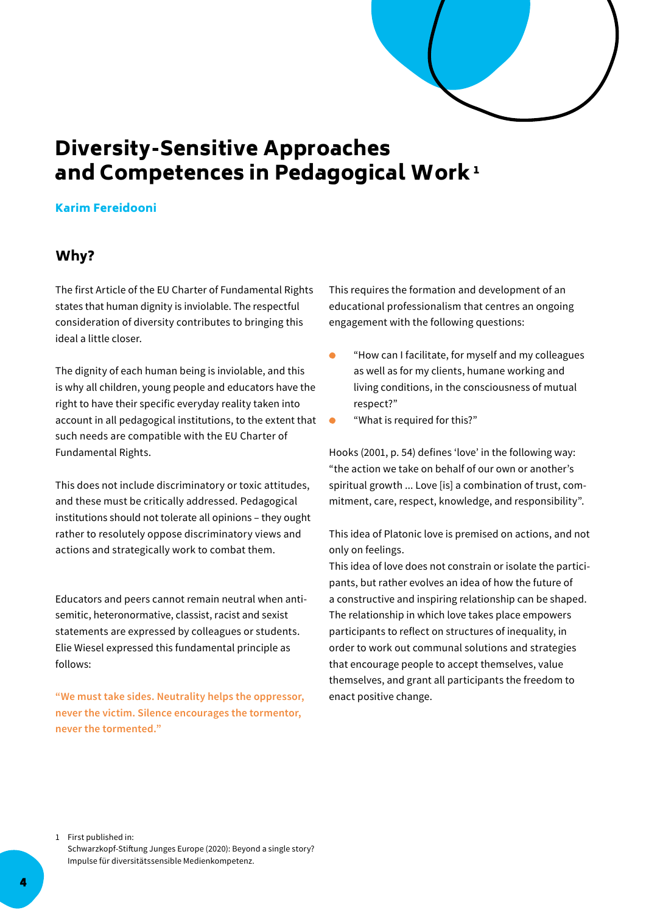# Diversity-Sensitive Approaches and Competences in Pedagogical Work [1]

**Karim Fereidooni**

## Why?

The first Article of the EU Charter of Fundamental Rights states that human dignity is inviolable. The respectful consideration of diversity contributes to bringing this ideal a little closer.

The dignity of each human being is inviolable, and this is why all children, young people and educators have the right to have their specific everyday reality taken into account in all pedagogical institutions, to the extent that such needs are compatible with the EU Charter of Fundamental Rights.

This does not include discriminatory or toxic attitudes, and these must be critically addressed. Pedagogical institutions should not tolerate all opinions – they ought rather to resolutely oppose discriminatory views and actions and strategically work to combat them.

Educators and peers cannot remain neutral when antisemitic, heteronormative, classist, racist and sexist statements are expressed by colleagues or students. Elie Wiesel expressed this fundamental principle as follows:

**"We must take sides. Neutrality helps the oppressor, never the victim. Silence encourages the tormentor, never the tormented."**

This requires the formation and development of an educational professionalism that centres an ongoing engagement with the following questions:

- "How can I facilitate, for myself and my colleagues as well as for my clients, humane working and living conditions, in the consciousness of mutual respect?"
- "What is required for this?"

Hooks (2001, p. 54) defines 'love' in the following way: "the action we take on behalf of our own or another's spiritual growth ... Love [is] a combination of trust, commitment, care, respect, knowledge, and responsibility".

This idea of Platonic love is premised on actions, and not only on feelings.
This idea of love does not constrain or isolate the participants, but rather evolves an idea of how the future of a constructive and inspiring relationship can be shaped. The relationship in which love takes place empowers participants to reflect on structures of inequality, in order to work out communal solutions and strategies that encourage people to accept themselves, value themselves, and grant all participants the freedom to enact positive change.

1 First published in:
Schwarzkopf-Stiftung Junges Europe (2020): Beyond a single story? Impulse für diversitätssensible Medienkompetenz.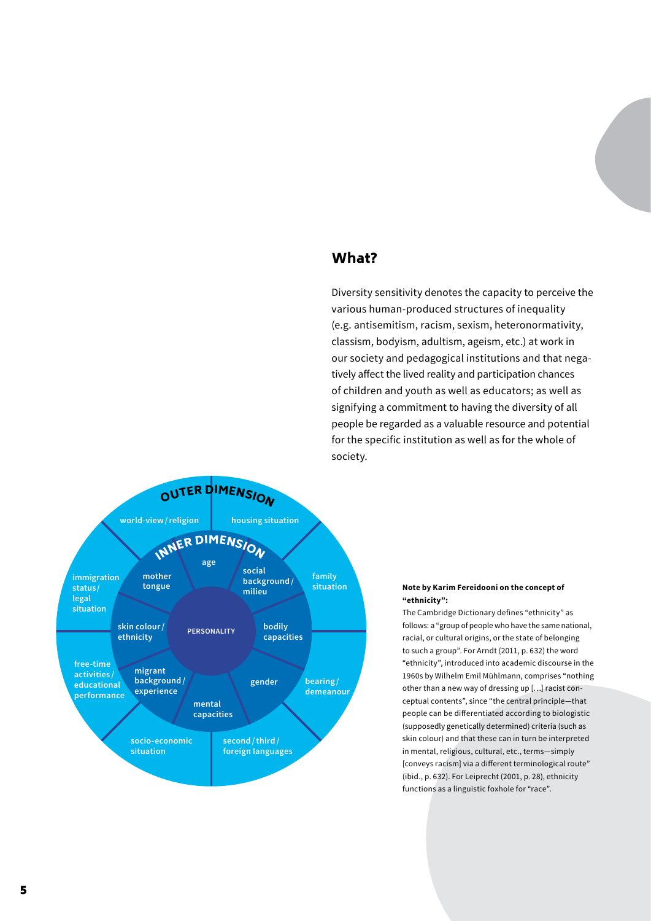## What?

Diversity sensitivity denotes the capacity to perceive the various human-produced structures of inequality (e.g. antisemitism, racism, sexism, heteronormativity, classism, bodyism, adultism, ageism, etc.) at work in our society and pedagogical institutions and that negatively affect the lived reality and participation chances of children and youth as well as educators; as well as signifying a commitment to having the diversity of all people be regarded as a valuable resource and potential for the specific institution as well as for the whole of society.

**OUTER DIMENSION**

- world-view / religion
- housing situation
- family situation
- bearing / demeanour
- second / third / foreign languages
- socio-economic situation
- free-time activities / educational performance
- immigration status / legal situation

**INNER DIMENSION**

- age
- social background / milieu
- bodily capacities
- gender
- mental capacities
- migrant background / experience
- skin colour / ethnicity
- mother tongue

**PERSONALITY**

**Note by Karim Fereidooni on the concept of "ethnicity":**

The Cambridge Dictionary defines "ethnicity" as follows: a "group of people who have the same national, racial, or cultural origins, or the state of belonging to such a group". For Arndt (2011, p. 632) the word "ethnicity", introduced into academic discourse in the 1960s by Wilhelm Emil Mühlmann, comprises "nothing other than a new way of dressing up […] racist conceptual contents", since "the central principle—that people can be differentiated according to biologistic (supposedly genetically determined) criteria (such as skin colour) and that these can in turn be interpreted in mental, religious, cultural, etc., terms—simply [conveys racism] via a different terminological route" (ibid., p. 632). For Leiprecht (2001, p. 28), ethnicity functions as a linguistic foxhole for "race".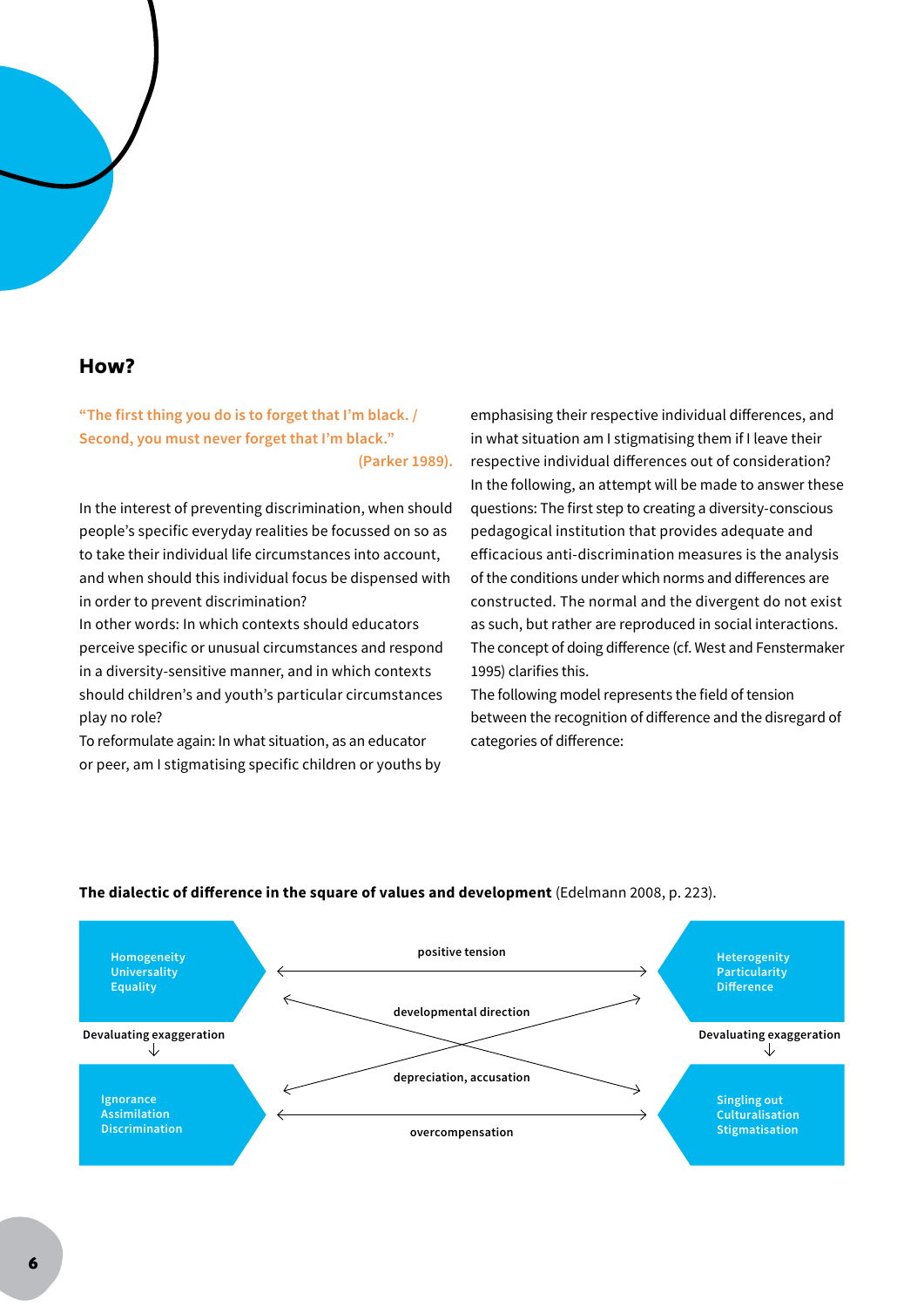## How?

"The first thing you do is to forget that I'm black. / Second, you must never forget that I'm black."
(Parker 1989).

In the interest of preventing discrimination, when should people's specific everyday realities be focussed on so as to take their individual life circumstances into account, and when should this individual focus be dispensed with in order to prevent discrimination?
In other words: In which contexts should educators perceive specific or unusual circumstances and respond in a diversity-sensitive manner, and in which contexts should children's and youth's particular circumstances play no role?
To reformulate again: In what situation, as an educator or peer, am I stigmatising specific children or youths by emphasising their respective individual differences, and in what situation am I stigmatising them if I leave their respective individual differences out of consideration?
In the following, an attempt will be made to answer these questions: The first step to creating a diversity-conscious pedagogical institution that provides adequate and efficacious anti-discrimination measures is the analysis of the conditions under which norms and differences are constructed. The normal and the divergent do not exist as such, but rather are reproduced in social interactions. The concept of doing difference (cf. West and Fenstermaker 1995) clarifies this.
The following model represents the field of tension between the recognition of difference and the disregard of categories of difference:

**The dialectic of difference in the square of values and development** (Edelmann 2008, p. 223).

| Left | Relation | Right |
|---|---|---|
| Homogeneity<br>Universality<br>Equality | ← positive tension → | Heterogenity<br>Particularity<br>Difference |
| Devaluating exaggeration ↓ | developmental direction (diagonal arrows) / depreciation, accusation | Devaluating exaggeration ↓ |
| Ignorance<br>Assimilation<br>Discrimination | ← overcompensation → | Singling out<br>Culturalisation<br>Stigmatisation |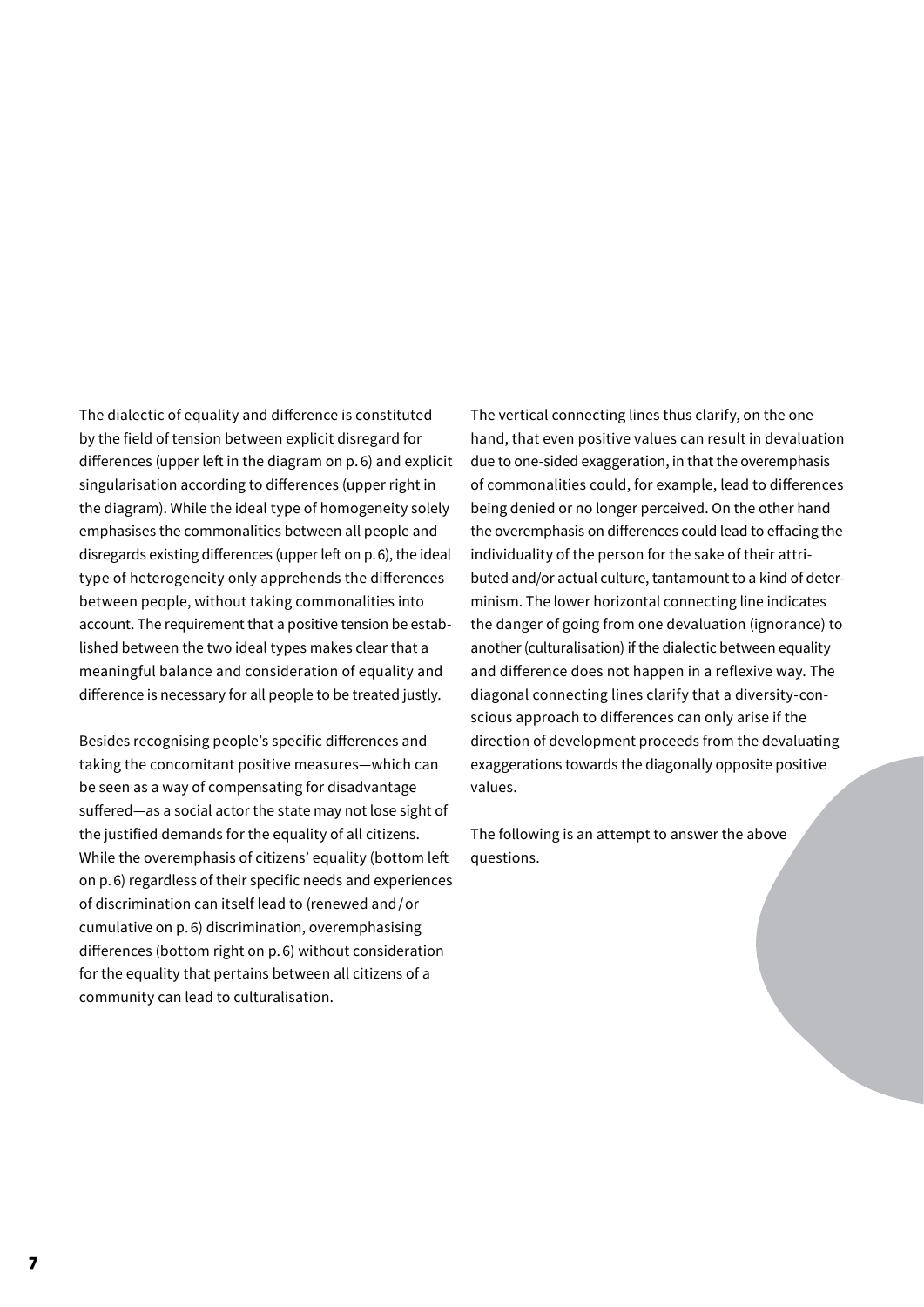The dialectic of equality and difference is constituted by the field of tension between explicit disregard for differences (upper left in the diagram on p. 6) and explicit singularisation according to differences (upper right in the diagram). While the ideal type of homogeneity solely emphasises the commonalities between all people and disregards existing differences (upper left on p. 6), the ideal type of heterogeneity only apprehends the differences between people, without taking commonalities into account. The requirement that a positive tension be established between the two ideal types makes clear that a meaningful balance and consideration of equality and difference is necessary for all people to be treated justly.

Besides recognising people's specific differences and taking the concomitant positive measures—which can be seen as a way of compensating for disadvantage suffered—as a social actor the state may not lose sight of the justified demands for the equality of all citizens. While the overemphasis of citizens' equality (bottom left on p. 6) regardless of their specific needs and experiences of discrimination can itself lead to (renewed and / or cumulative on p. 6) discrimination, overemphasising differences (bottom right on p. 6) without consideration for the equality that pertains between all citizens of a community can lead to culturalisation.

The vertical connecting lines thus clarify, on the one hand, that even positive values can result in devaluation due to one-sided exaggeration, in that the overemphasis of commonalities could, for example, lead to differences being denied or no longer perceived. On the other hand the overemphasis on differences could lead to effacing the individuality of the person for the sake of their attributed and/or actual culture, tantamount to a kind of determinism. The lower horizontal connecting line indicates the danger of going from one devaluation (ignorance) to another (culturalisation) if the dialectic between equality and difference does not happen in a reflexive way. The diagonal connecting lines clarify that a diversity-conscious approach to differences can only arise if the direction of development proceeds from the devaluating exaggerations towards the diagonally opposite positive values.

The following is an attempt to answer the above questions.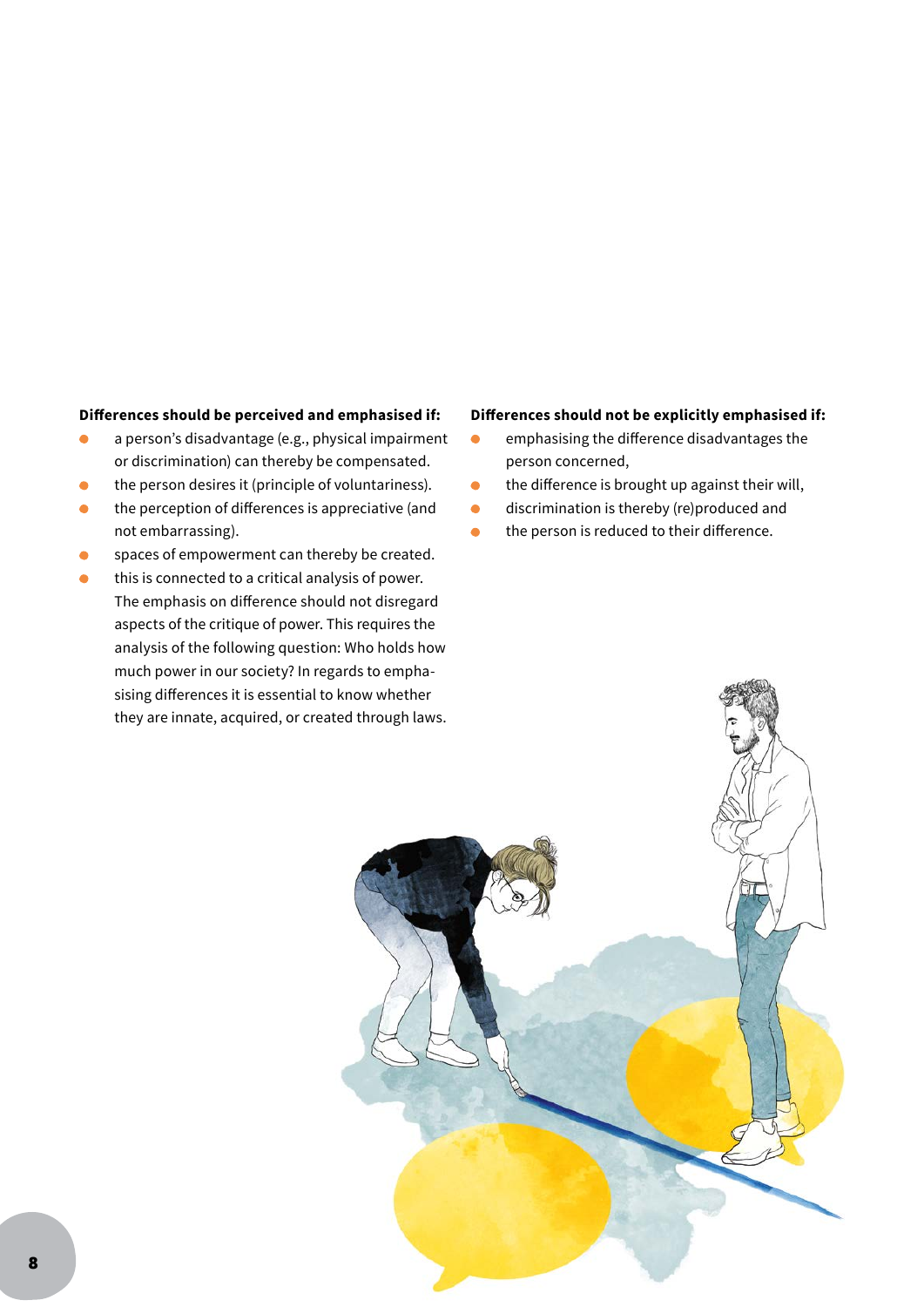**Differences should be perceived and emphasised if:**

- a person's disadvantage (e.g., physical impairment or discrimination) can thereby be compensated.
- the person desires it (principle of voluntariness).
- the perception of differences is appreciative (and not embarrassing).
- spaces of empowerment can thereby be created.
- this is connected to a critical analysis of power. The emphasis on difference should not disregard aspects of the critique of power. This requires the analysis of the following question: Who holds how much power in our society? In regards to emphasising differences it is essential to know whether they are innate, acquired, or created through laws.

**Differences should not be explicitly emphasised if:**

- emphasising the difference disadvantages the person concerned,
- the difference is brought up against their will,
- discrimination is thereby (re)produced and
- the person is reduced to their difference.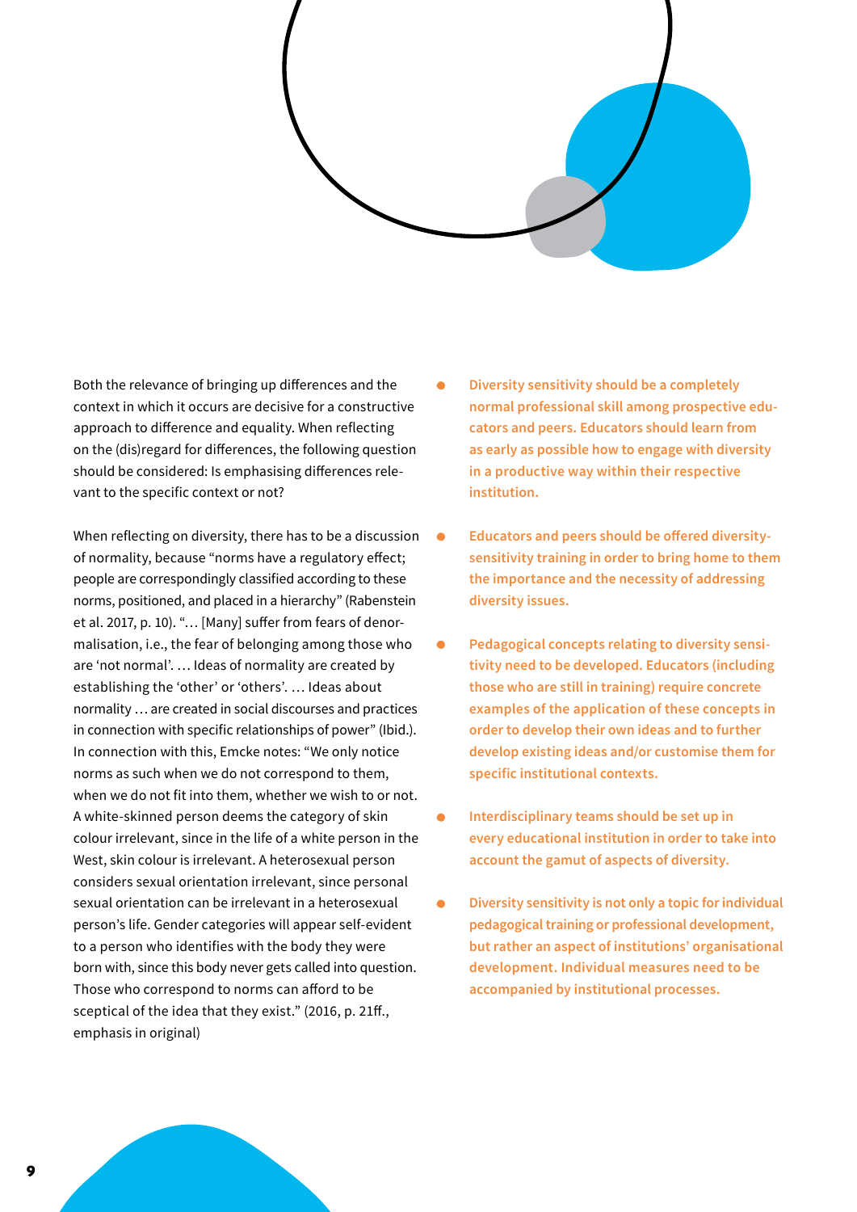Both the relevance of bringing up differences and the context in which it occurs are decisive for a constructive approach to difference and equality. When reflecting on the (dis)regard for differences, the following question should be considered: Is emphasising differences relevant to the specific context or not?

When reflecting on diversity, there has to be a discussion of normality, because "norms have a regulatory effect; people are correspondingly classified according to these norms, positioned, and placed in a hierarchy" (Rabenstein et al. 2017, p. 10). "… [Many] suffer from fears of denormalisation, i.e., the fear of belonging among those who are 'not normal'. … Ideas of normality are created by establishing the 'other' or 'others'. … Ideas about normality … are created in social discourses and practices in connection with specific relationships of power" (Ibid.). In connection with this, Emcke notes: "We only notice norms as such when we do not correspond to them, when we do not fit into them, whether we wish to or not. A white-skinned person deems the category of skin colour irrelevant, since in the life of a white person in the West, skin colour is irrelevant. A heterosexual person considers sexual orientation irrelevant, since personal sexual orientation can be irrelevant in a heterosexual person's life. Gender categories will appear self-evident to a person who identifies with the body they were born with, since this body never gets called into question. Those who correspond to norms can afford to be sceptical of the idea that they exist." (2016, p. 21ff., emphasis in original)

- **Diversity sensitivity should be a completely normal professional skill among prospective educators and peers. Educators should learn from as early as possible how to engage with diversity in a productive way within their respective institution.**
- **Educators and peers should be offered diversity-sensitivity training in order to bring home to them the importance and the necessity of addressing diversity issues.**
- **Pedagogical concepts relating to diversity sensitivity need to be developed. Educators (including those who are still in training) require concrete examples of the application of these concepts in order to develop their own ideas and to further develop existing ideas and/or customise them for specific institutional contexts.**
- **Interdisciplinary teams should be set up in every educational institution in order to take into account the gamut of aspects of diversity.**
- **Diversity sensitivity is not only a topic for individual pedagogical training or professional development, but rather an aspect of institutions' organisational development. Individual measures need to be accompanied by institutional processes.**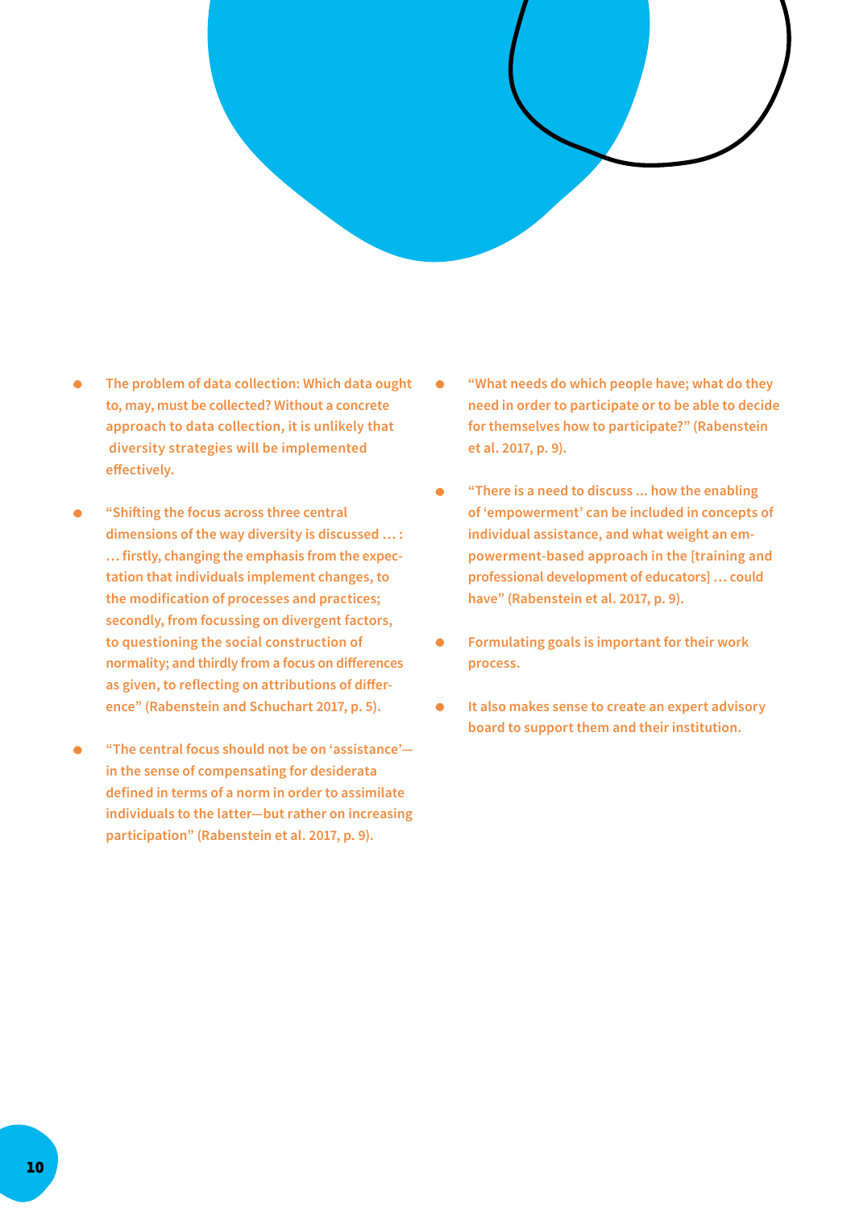- The problem of data collection: Which data ought to, may, must be collected? Without a concrete approach to data collection, it is unlikely that diversity strategies will be implemented effectively.
- "Shifting the focus across three central dimensions of the way diversity is discussed … : … firstly, changing the emphasis from the expectation that individuals implement changes, to the modification of processes and practices; secondly, from focussing on divergent factors, to questioning the social construction of normality; and thirdly from a focus on differences as given, to reflecting on attributions of difference" (Rabenstein and Schuchart 2017, p. 5).
- "The central focus should not be on 'assistance'—in the sense of compensating for desiderata defined in terms of a norm in order to assimilate individuals to the latter—but rather on increasing participation" (Rabenstein et al. 2017, p. 9).
- "What needs do which people have; what do they need in order to participate or to be able to decide for themselves how to participate?" (Rabenstein et al. 2017, p. 9).
- "There is a need to discuss ... how the enabling of 'empowerment' can be included in concepts of individual assistance, and what weight an empowerment-based approach in the [training and professional development of educators] … could have" (Rabenstein et al. 2017, p. 9).
- Formulating goals is important for their work process.
- It also makes sense to create an expert advisory board to support them and their institution.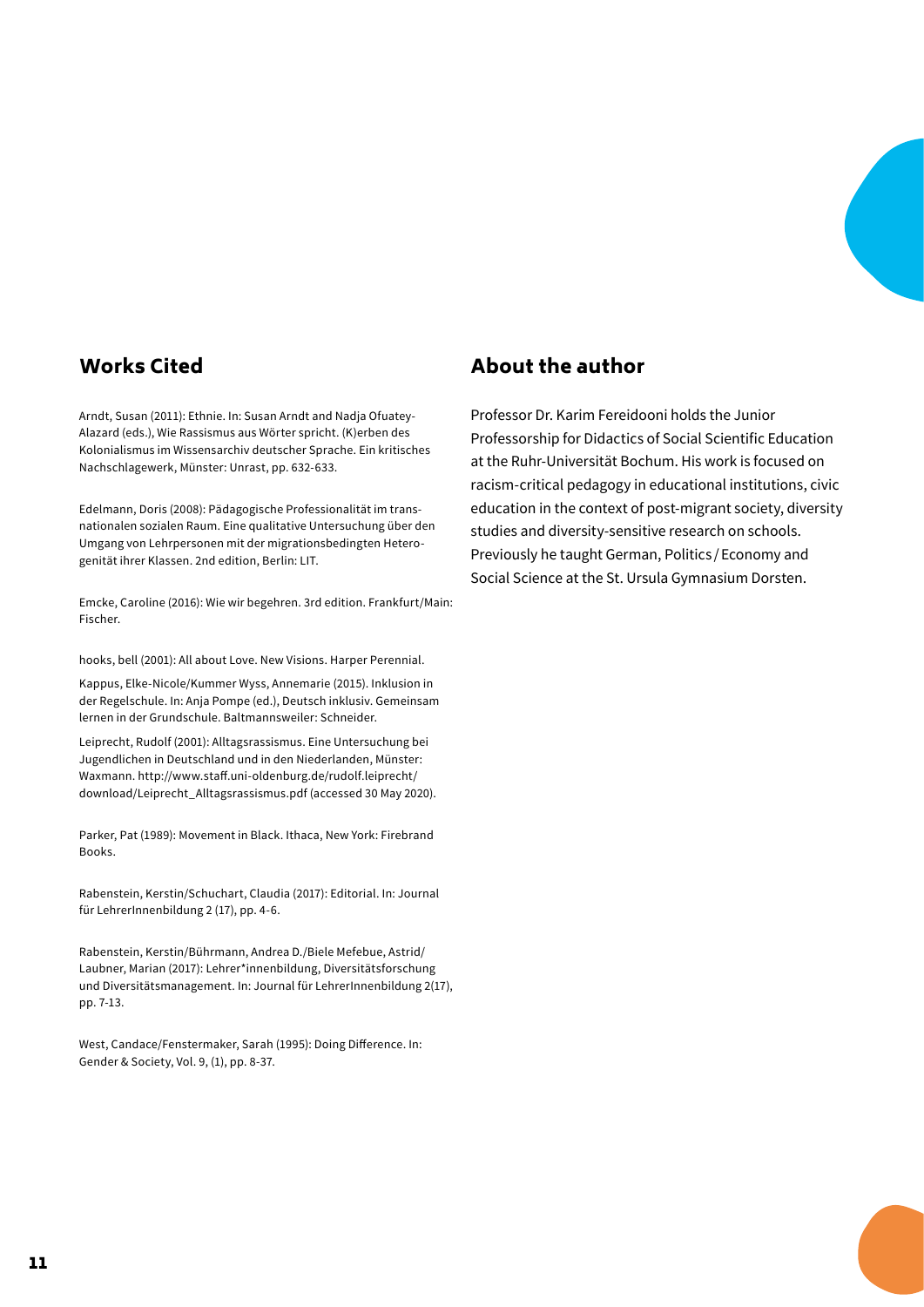## Works Cited

Arndt, Susan (2011): Ethnie. In: Susan Arndt and Nadja Ofuatey-Alazard (eds.), Wie Rassismus aus Wörter spricht. (K)erben des Kolonialismus im Wissensarchiv deutscher Sprache. Ein kritisches Nachschlagewerk, Münster: Unrast, pp. 632-633.

Edelmann, Doris (2008): Pädagogische Professionalität im transnationalen sozialen Raum. Eine qualitative Untersuchung über den Umgang von Lehrpersonen mit der migrationsbedingten Heterogenität ihrer Klassen. 2nd edition, Berlin: LIT.

Emcke, Caroline (2016): Wie wir begehren. 3rd edition. Frankfurt/Main: Fischer.

hooks, bell (2001): All about Love. New Visions. Harper Perennial.

Kappus, Elke-Nicole/Kummer Wyss, Annemarie (2015). Inklusion in der Regelschule. In: Anja Pompe (ed.), Deutsch inklusiv. Gemeinsam lernen in der Grundschule. Baltmannsweiler: Schneider.

Leiprecht, Rudolf (2001): Alltagsrassismus. Eine Untersuchung bei Jugendlichen in Deutschland und in den Niederlanden, Münster: Waxmann. http://www.staff.uni-oldenburg.de/rudolf.leiprecht/download/Leiprecht_Alltagsrassismus.pdf (accessed 30 May 2020).

Parker, Pat (1989): Movement in Black. Ithaca, New York: Firebrand Books.

Rabenstein, Kerstin/Schuchart, Claudia (2017): Editorial. In: Journal für LehrerInnenbildung 2 (17), pp. 4-6.

Rabenstein, Kerstin/Bührmann, Andrea D./Biele Mefebue, Astrid/Laubner, Marian (2017): Lehrer*innenbildung, Diversitätsforschung und Diversitätsmanagement. In: Journal für LehrerInnenbildung 2(17), pp. 7-13.

West, Candace/Fenstermaker, Sarah (1995): Doing Difference. In: Gender & Society, Vol. 9, (1), pp. 8-37.

## About the author

Professor Dr. Karim Fereidooni holds the Junior Professorship for Didactics of Social Scientific Education at the Ruhr-Universität Bochum. His work is focused on racism-critical pedagogy in educational institutions, civic education in the context of post-migrant society, diversity studies and diversity-sensitive research on schools. Previously he taught German, Politics / Economy and Social Science at the St. Ursula Gymnasium Dorsten.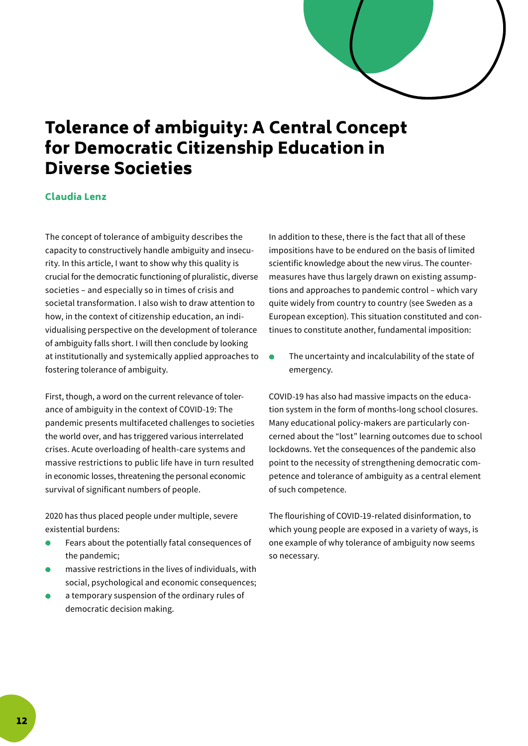# Tolerance of ambiguity: A Central Concept for Democratic Citizenship Education in Diverse Societies

**Claudia Lenz**

The concept of tolerance of ambiguity describes the capacity to constructively handle ambiguity and insecurity. In this article, I want to show why this quality is crucial for the democratic functioning of pluralistic, diverse societies – and especially so in times of crisis and societal transformation. I also wish to draw attention to how, in the context of citizenship education, an individualising perspective on the development of tolerance of ambiguity falls short. I will then conclude by looking at institutionally and systemically applied approaches to fostering tolerance of ambiguity.

First, though, a word on the current relevance of tolerance of ambiguity in the context of COVID-19: The pandemic presents multifaceted challenges to societies the world over, and has triggered various interrelated crises. Acute overloading of health-care systems and massive restrictions to public life have in turn resulted in economic losses, threatening the personal economic survival of significant numbers of people.

2020 has thus placed people under multiple, severe existential burdens:

- Fears about the potentially fatal consequences of the pandemic;
- massive restrictions in the lives of individuals, with social, psychological and economic consequences;
- a temporary suspension of the ordinary rules of democratic decision making.

In addition to these, there is the fact that all of these impositions have to be endured on the basis of limited scientific knowledge about the new virus. The countermeasures have thus largely drawn on existing assumptions and approaches to pandemic control – which vary quite widely from country to country (see Sweden as a European exception). This situation constituted and continues to constitute another, fundamental imposition:

- The uncertainty and incalculability of the state of emergency.

COVID-19 has also had massive impacts on the education system in the form of months-long school closures. Many educational policy-makers are particularly concerned about the "lost" learning outcomes due to school lockdowns. Yet the consequences of the pandemic also point to the necessity of strengthening democratic competence and tolerance of ambiguity as a central element of such competence.

The flourishing of COVID-19-related disinformation, to which young people are exposed in a variety of ways, is one example of why tolerance of ambiguity now seems so necessary.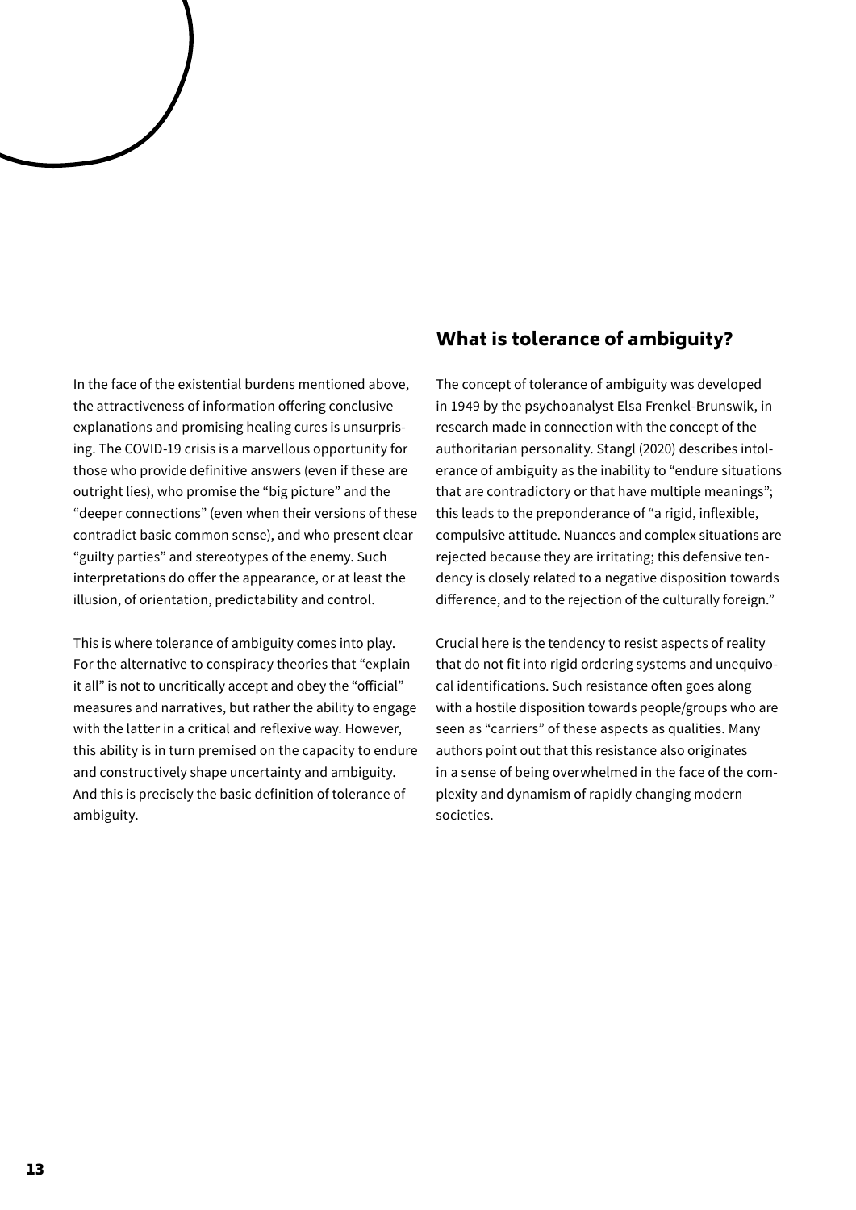In the face of the existential burdens mentioned above, the attractiveness of information offering conclusive explanations and promising healing cures is unsurprising. The COVID-19 crisis is a marvellous opportunity for those who provide definitive answers (even if these are outright lies), who promise the "big picture" and the "deeper connections" (even when their versions of these contradict basic common sense), and who present clear "guilty parties" and stereotypes of the enemy. Such interpretations do offer the appearance, or at least the illusion, of orientation, predictability and control.

This is where tolerance of ambiguity comes into play. For the alternative to conspiracy theories that "explain it all" is not to uncritically accept and obey the "official" measures and narratives, but rather the ability to engage with the latter in a critical and reflexive way. However, this ability is in turn premised on the capacity to endure and constructively shape uncertainty and ambiguity. And this is precisely the basic definition of tolerance of ambiguity.

## What is tolerance of ambiguity?

The concept of tolerance of ambiguity was developed in 1949 by the psychoanalyst Elsa Frenkel-Brunswik, in research made in connection with the concept of the authoritarian personality. Stangl (2020) describes intolerance of ambiguity as the inability to "endure situations that are contradictory or that have multiple meanings"; this leads to the preponderance of "a rigid, inflexible, compulsive attitude. Nuances and complex situations are rejected because they are irritating; this defensive tendency is closely related to a negative disposition towards difference, and to the rejection of the culturally foreign."

Crucial here is the tendency to resist aspects of reality that do not fit into rigid ordering systems and unequivocal identifications. Such resistance often goes along with a hostile disposition towards people/groups who are seen as "carriers" of these aspects as qualities. Many authors point out that this resistance also originates in a sense of being overwhelmed in the face of the complexity and dynamism of rapidly changing modern societies.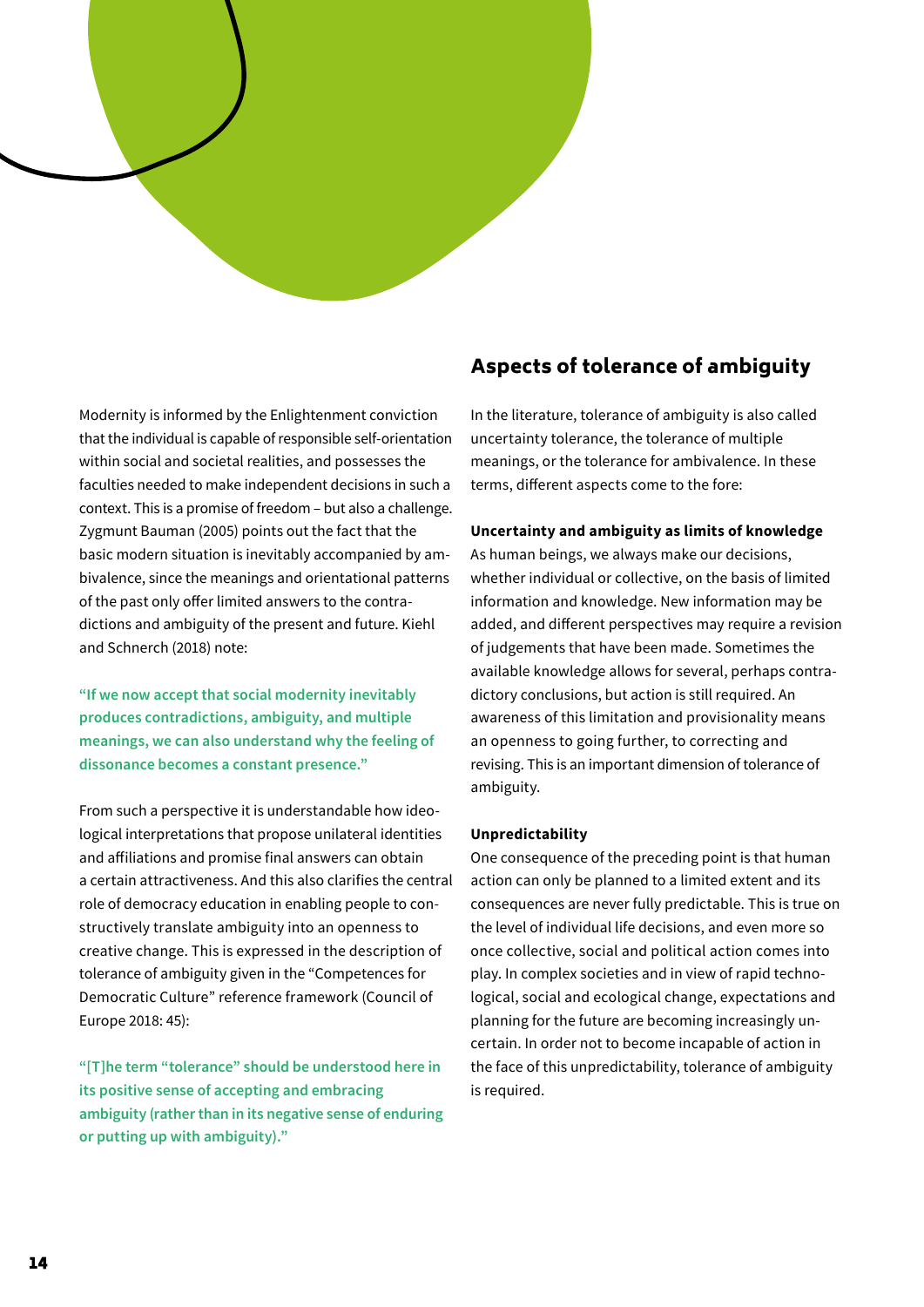Modernity is informed by the Enlightenment conviction that the individual is capable of responsible self-orientation within social and societal realities, and possesses the faculties needed to make independent decisions in such a context. This is a promise of freedom – but also a challenge. Zygmunt Bauman (2005) points out the fact that the basic modern situation is inevitably accompanied by ambivalence, since the meanings and orientational patterns of the past only offer limited answers to the contradictions and ambiguity of the present and future. Kiehl and Schnerch (2018) note:

> **"If we now accept that social modernity inevitably produces contradictions, ambiguity, and multiple meanings, we can also understand why the feeling of dissonance becomes a constant presence."**

From such a perspective it is understandable how ideological interpretations that propose unilateral identities and affiliations and promise final answers can obtain a certain attractiveness. And this also clarifies the central role of democracy education in enabling people to constructively translate ambiguity into an openness to creative change. This is expressed in the description of tolerance of ambiguity given in the "Competences for Democratic Culture" reference framework (Council of Europe 2018: 45):

> **"[T]he term "tolerance" should be understood here in its positive sense of accepting and embracing ambiguity (rather than in its negative sense of enduring or putting up with ambiguity)."**

## Aspects of tolerance of ambiguity

In the literature, tolerance of ambiguity is also called uncertainty tolerance, the tolerance of multiple meanings, or the tolerance for ambivalence. In these terms, different aspects come to the fore:

**Uncertainty and ambiguity as limits of knowledge**
As human beings, we always make our decisions, whether individual or collective, on the basis of limited information and knowledge. New information may be added, and different perspectives may require a revision of judgements that have been made. Sometimes the available knowledge allows for several, perhaps contradictory conclusions, but action is still required. An awareness of this limitation and provisionality means an openness to going further, to correcting and revising. This is an important dimension of tolerance of ambiguity.

**Unpredictability**
One consequence of the preceding point is that human action can only be planned to a limited extent and its consequences are never fully predictable. This is true on the level of individual life decisions, and even more so once collective, social and political action comes into play. In complex societies and in view of rapid technological, social and ecological change, expectations and planning for the future are becoming increasingly uncertain. In order not to become incapable of action in the face of this unpredictability, tolerance of ambiguity is required.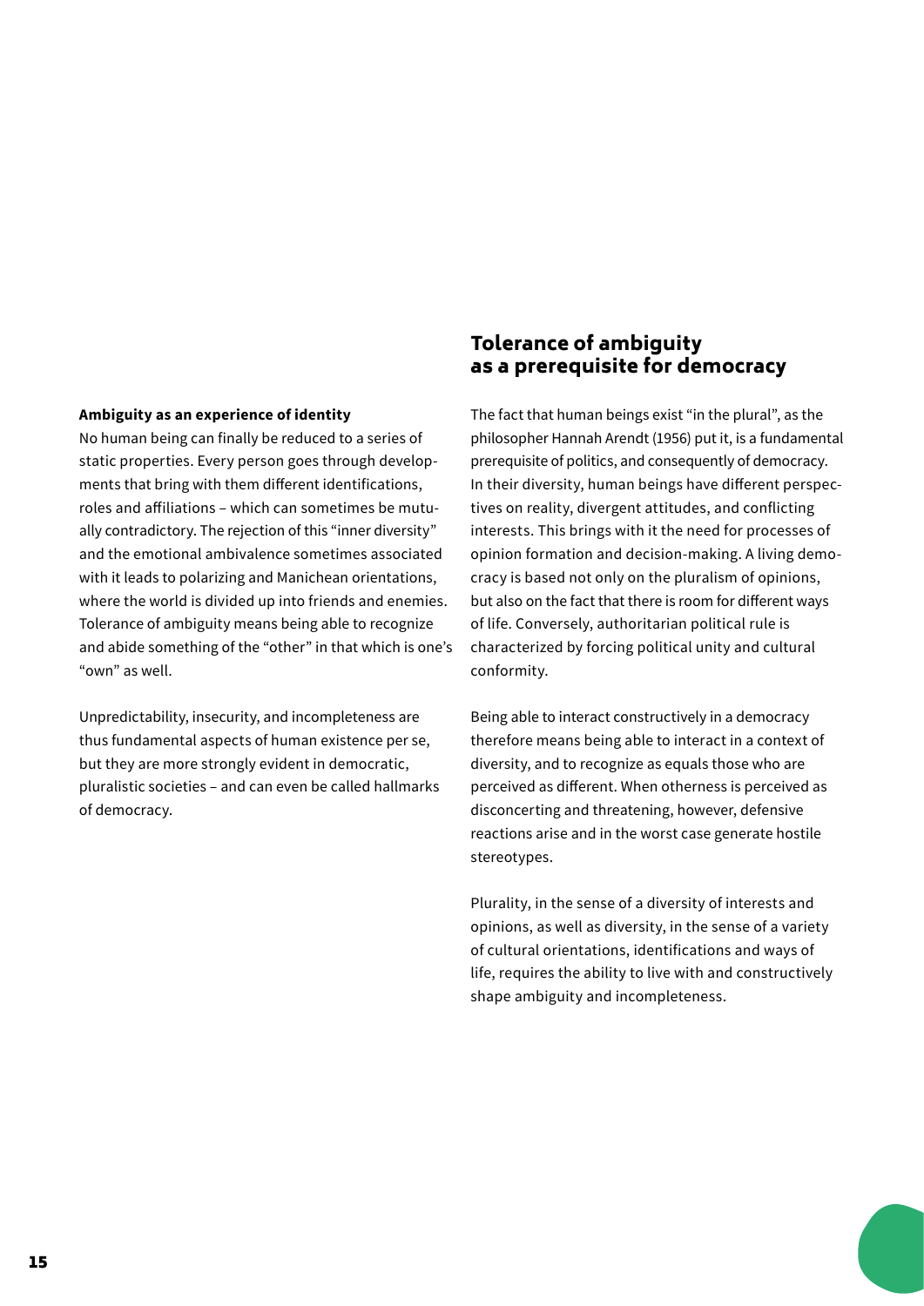## Tolerance of ambiguity as a prerequisite for democracy

The fact that human beings exist "in the plural", as the philosopher Hannah Arendt (1956) put it, is a fundamental prerequisite of politics, and consequently of democracy. In their diversity, human beings have different perspectives on reality, divergent attitudes, and conflicting interests. This brings with it the need for processes of opinion formation and decision-making. A living democracy is based not only on the pluralism of opinions, but also on the fact that there is room for different ways of life. Conversely, authoritarian political rule is characterized by forcing political unity and cultural conformity.

Being able to interact constructively in a democracy therefore means being able to interact in a context of diversity, and to recognize as equals those who are perceived as different. When otherness is perceived as disconcerting and threatening, however, defensive reactions arise and in the worst case generate hostile stereotypes.

Plurality, in the sense of a diversity of interests and opinions, as well as diversity, in the sense of a variety of cultural orientations, identifications and ways of life, requires the ability to live with and constructively shape ambiguity and incompleteness.

**Ambiguity as an experience of identity**

No human being can finally be reduced to a series of static properties. Every person goes through developments that bring with them different identifications, roles and affiliations – which can sometimes be mutually contradictory. The rejection of this "inner diversity" and the emotional ambivalence sometimes associated with it leads to polarizing and Manichean orientations, where the world is divided up into friends and enemies. Tolerance of ambiguity means being able to recognize and abide something of the "other" in that which is one's "own" as well.

Unpredictability, insecurity, and incompleteness are thus fundamental aspects of human existence per se, but they are more strongly evident in democratic, pluralistic societies – and can even be called hallmarks of democracy.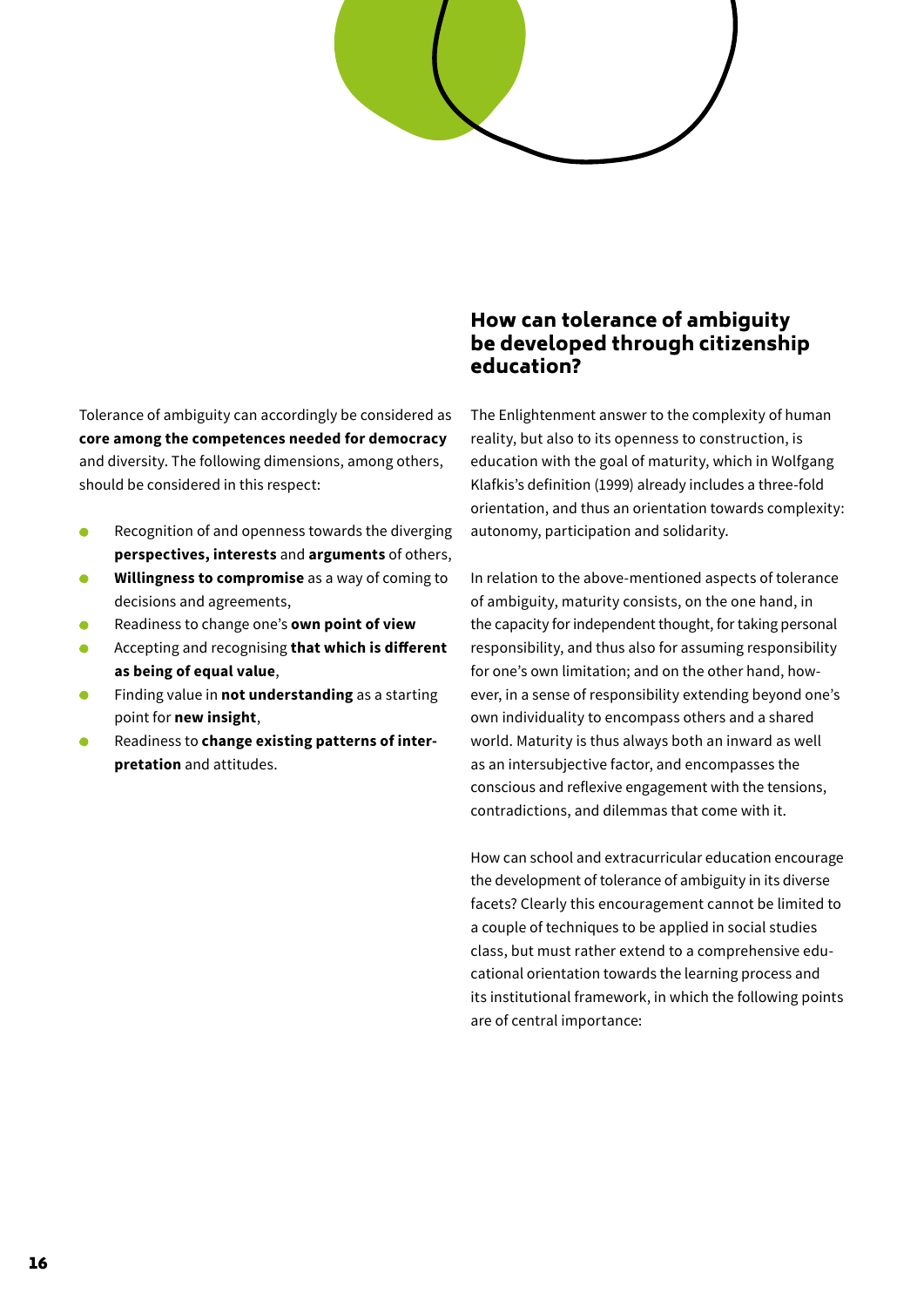Tolerance of ambiguity can accordingly be considered as **core among the competences needed for democracy** and diversity. The following dimensions, among others, should be considered in this respect:

- Recognition of and openness towards the diverging **perspectives, interests** and **arguments** of others,
- **Willingness to compromise** as a way of coming to decisions and agreements,
- Readiness to change one's **own point of view**
- Accepting and recognising **that which is different as being of equal value**,
- Finding value in **not understanding** as a starting point for **new insight**,
- Readiness to **change existing patterns of interpretation** and attitudes.

## How can tolerance of ambiguity be developed through citizenship education?

The Enlightenment answer to the complexity of human reality, but also to its openness to construction, is education with the goal of maturity, which in Wolfgang Klafkis's definition (1999) already includes a three-fold orientation, and thus an orientation towards complexity: autonomy, participation and solidarity.

In relation to the above-mentioned aspects of tolerance of ambiguity, maturity consists, on the one hand, in the capacity for independent thought, for taking personal responsibility, and thus also for assuming responsibility for one's own limitation; and on the other hand, however, in a sense of responsibility extending beyond one's own individuality to encompass others and a shared world. Maturity is thus always both an inward as well as an intersubjective factor, and encompasses the conscious and reflexive engagement with the tensions, contradictions, and dilemmas that come with it.

How can school and extracurricular education encourage the development of tolerance of ambiguity in its diverse facets? Clearly this encouragement cannot be limited to a couple of techniques to be applied in social studies class, but must rather extend to a comprehensive educational orientation towards the learning process and its institutional framework, in which the following points are of central importance: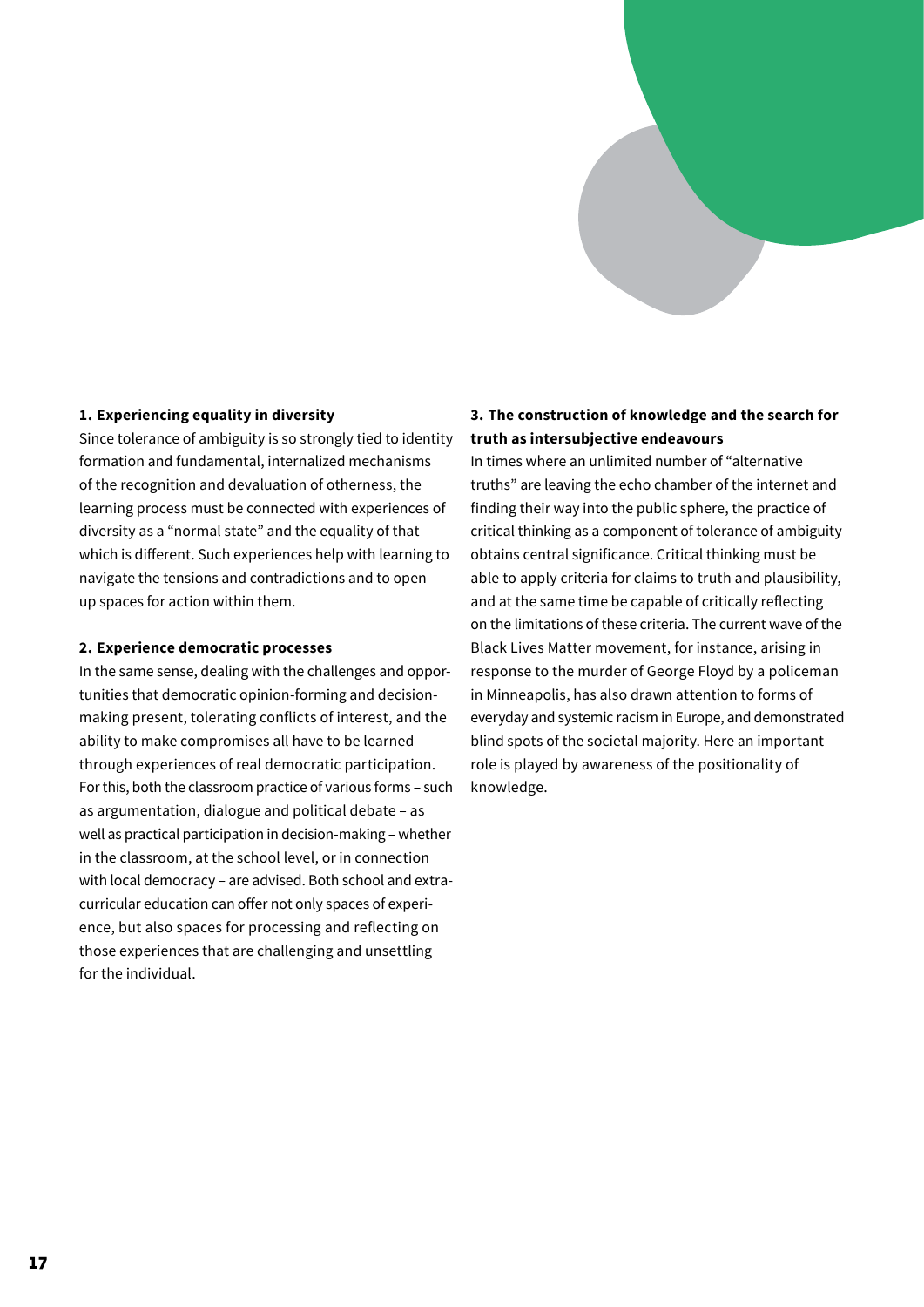**1. Experiencing equality in diversity**

Since tolerance of ambiguity is so strongly tied to identity formation and fundamental, internalized mechanisms of the recognition and devaluation of otherness, the learning process must be connected with experiences of diversity as a "normal state" and the equality of that which is different. Such experiences help with learning to navigate the tensions and contradictions and to open up spaces for action within them.

**2. Experience democratic processes**

In the same sense, dealing with the challenges and opportunities that democratic opinion-forming and decision-making present, tolerating conflicts of interest, and the ability to make compromises all have to be learned through experiences of real democratic participation. For this, both the classroom practice of various forms – such as argumentation, dialogue and political debate – as well as practical participation in decision-making – whether in the classroom, at the school level, or in connection with local democracy – are advised. Both school and extracurricular education can offer not only spaces of experience, but also spaces for processing and reflecting on those experiences that are challenging and unsettling for the individual.

**3. The construction of knowledge and the search for truth as intersubjective endeavours**

In times where an unlimited number of "alternative truths" are leaving the echo chamber of the internet and finding their way into the public sphere, the practice of critical thinking as a component of tolerance of ambiguity obtains central significance. Critical thinking must be able to apply criteria for claims to truth and plausibility, and at the same time be capable of critically reflecting on the limitations of these criteria. The current wave of the Black Lives Matter movement, for instance, arising in response to the murder of George Floyd by a policeman in Minneapolis, has also drawn attention to forms of everyday and systemic racism in Europe, and demonstrated blind spots of the societal majority. Here an important role is played by awareness of the positionality of knowledge.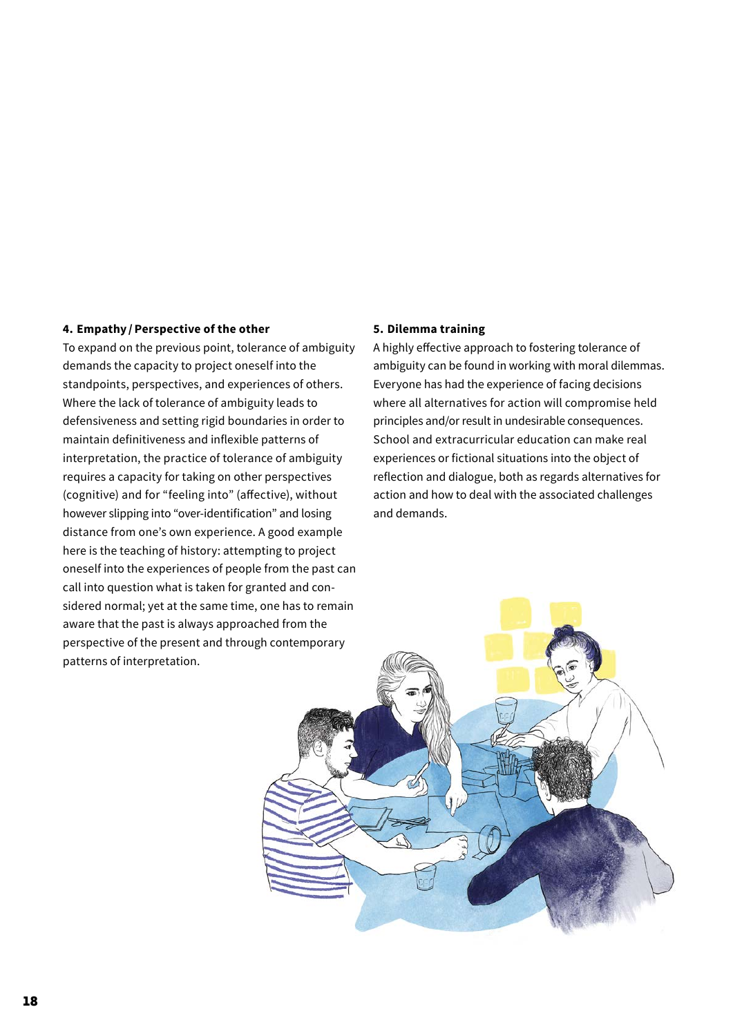#### 4. Empathy / Perspective of the other

To expand on the previous point, tolerance of ambiguity demands the capacity to project oneself into the standpoints, perspectives, and experiences of others. Where the lack of tolerance of ambiguity leads to defensiveness and setting rigid boundaries in order to maintain definitiveness and inflexible patterns of interpretation, the practice of tolerance of ambiguity requires a capacity for taking on other perspectives (cognitive) and for "feeling into" (affective), without however slipping into "over-identification" and losing distance from one's own experience. A good example here is the teaching of history: attempting to project oneself into the experiences of people from the past can call into question what is taken for granted and considered normal; yet at the same time, one has to remain aware that the past is always approached from the perspective of the present and through contemporary patterns of interpretation.

#### 5. Dilemma training

A highly effective approach to fostering tolerance of ambiguity can be found in working with moral dilemmas. Everyone has had the experience of facing decisions where all alternatives for action will compromise held principles and/or result in undesirable consequences. School and extracurricular education can make real experiences or fictional situations into the object of reflection and dialogue, both as regards alternatives for action and how to deal with the associated challenges and demands.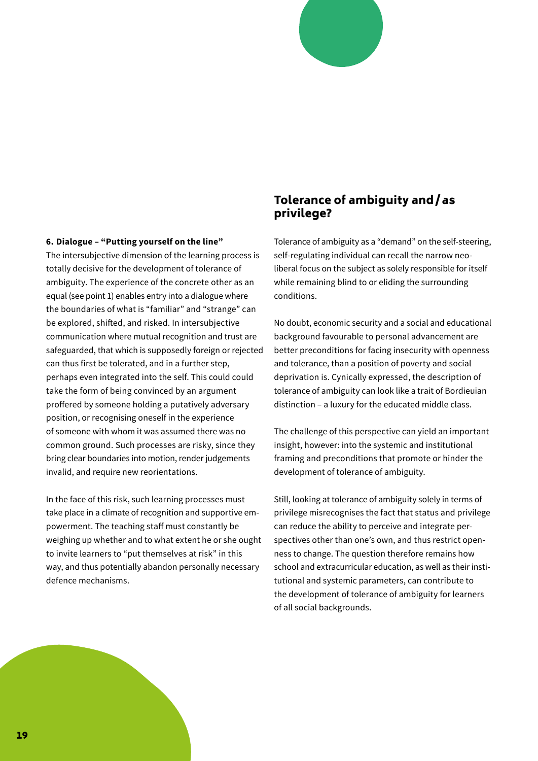**6. Dialogue – "Putting yourself on the line"**

The intersubjective dimension of the learning process is totally decisive for the development of tolerance of ambiguity. The experience of the concrete other as an equal (see point 1) enables entry into a dialogue where the boundaries of what is "familiar" and "strange" can be explored, shifted, and risked. In intersubjective communication where mutual recognition and trust are safeguarded, that which is supposedly foreign or rejected can thus first be tolerated, and in a further step, perhaps even integrated into the self. This could could take the form of being convinced by an argument proffered by someone holding a putatively adversary position, or recognising oneself in the experience of someone with whom it was assumed there was no common ground. Such processes are risky, since they bring clear boundaries into motion, render judgements invalid, and require new reorientations.

In the face of this risk, such learning processes must take place in a climate of recognition and supportive empowerment. The teaching staff must constantly be weighing up whether and to what extent he or she ought to invite learners to "put themselves at risk" in this way, and thus potentially abandon personally necessary defence mechanisms.

## Tolerance of ambiguity and / as privilege?

Tolerance of ambiguity as a "demand" on the self-steering, self-regulating individual can recall the narrow neoliberal focus on the subject as solely responsible for itself while remaining blind to or eliding the surrounding conditions.

No doubt, economic security and a social and educational background favourable to personal advancement are better preconditions for facing insecurity with openness and tolerance, than a position of poverty and social deprivation is. Cynically expressed, the description of tolerance of ambiguity can look like a trait of Bordieuian distinction – a luxury for the educated middle class.

The challenge of this perspective can yield an important insight, however: into the systemic and institutional framing and preconditions that promote or hinder the development of tolerance of ambiguity.

Still, looking at tolerance of ambiguity solely in terms of privilege misrecognises the fact that status and privilege can reduce the ability to perceive and integrate perspectives other than one's own, and thus restrict openness to change. The question therefore remains how school and extracurricular education, as well as their institutional and systemic parameters, can contribute to the development of tolerance of ambiguity for learners of all social backgrounds.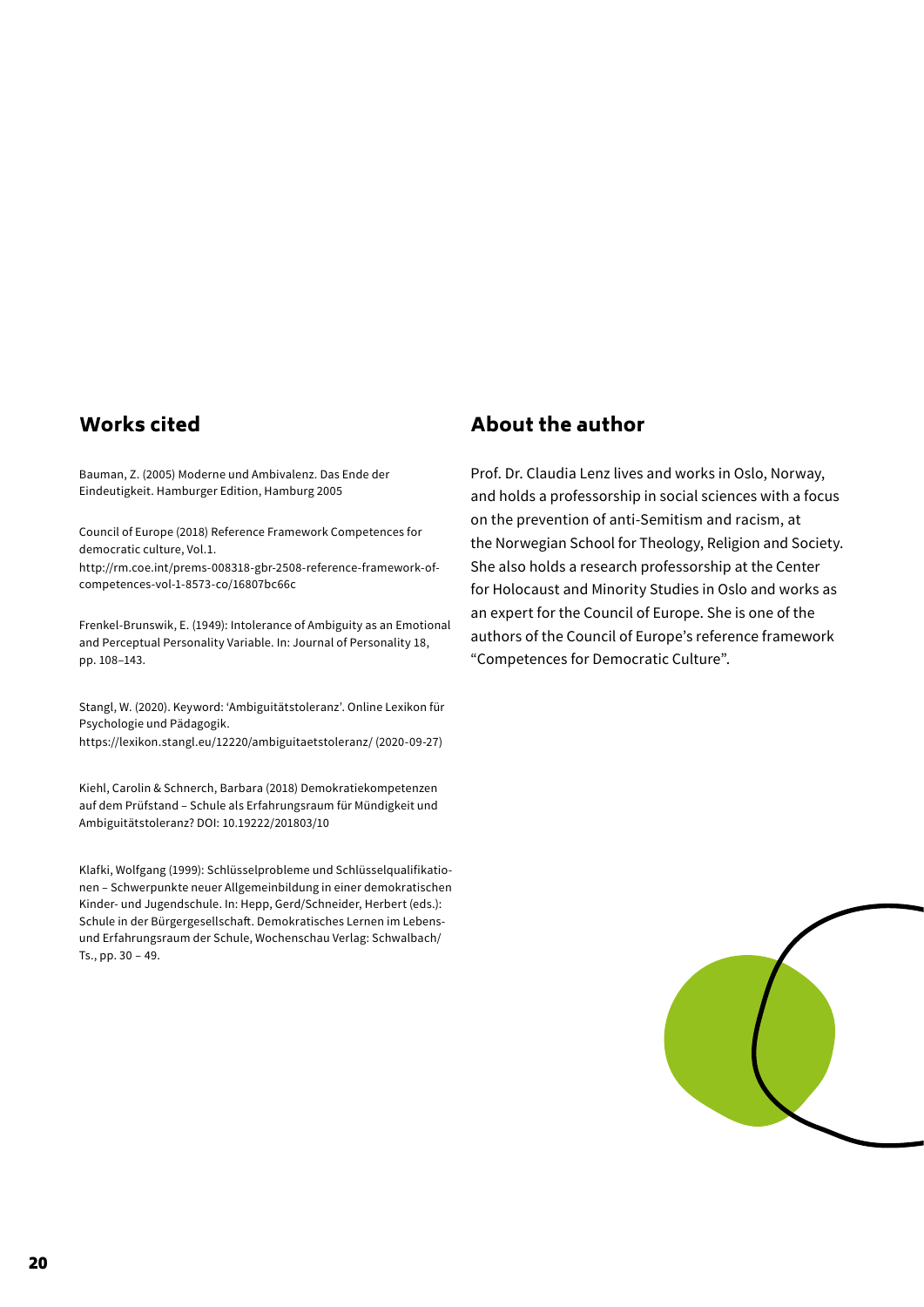## Works cited

Bauman, Z. (2005) Moderne und Ambivalenz. Das Ende der Eindeutigkeit. Hamburger Edition, Hamburg 2005

Council of Europe (2018) Reference Framework Competences for democratic culture, Vol.1.
http://rm.coe.int/prems-008318-gbr-2508-reference-framework-of-competences-vol-1-8573-co/16807bc66c

Frenkel-Brunswik, E. (1949): Intolerance of Ambiguity as an Emotional and Perceptual Personality Variable. In: Journal of Personality 18, pp. 108–143.

Stangl, W. (2020). Keyword: 'Ambiguitätstoleranz'. Online Lexikon für Psychologie und Pädagogik.
https://lexikon.stangl.eu/12220/ambiguitaetstoleranz/ (2020-09-27)

Kiehl, Carolin & Schnerch, Barbara (2018) Demokratiekompetenzen auf dem Prüfstand – Schule als Erfahrungsraum für Mündigkeit und Ambiguitätstoleranz? DOI: 10.19222/201803/10

Klafki, Wolfgang (1999): Schlüsselprobleme und Schlüsselqualifikationen – Schwerpunkte neuer Allgemeinbildung in einer demokratischen Kinder- und Jugendschule. In: Hepp, Gerd/Schneider, Herbert (eds.): Schule in der Bürgergesellschaft. Demokratisches Lernen im Lebens- und Erfahrungsraum der Schule, Wochenschau Verlag: Schwalbach/Ts., pp. 30 – 49.

## About the author

Prof. Dr. Claudia Lenz lives and works in Oslo, Norway, and holds a professorship in social sciences with a focus on the prevention of anti-Semitism and racism, at the Norwegian School for Theology, Religion and Society. She also holds a research professorship at the Center for Holocaust and Minority Studies in Oslo and works as an expert for the Council of Europe. She is one of the authors of the Council of Europe's reference framework "Competences for Democratic Culture".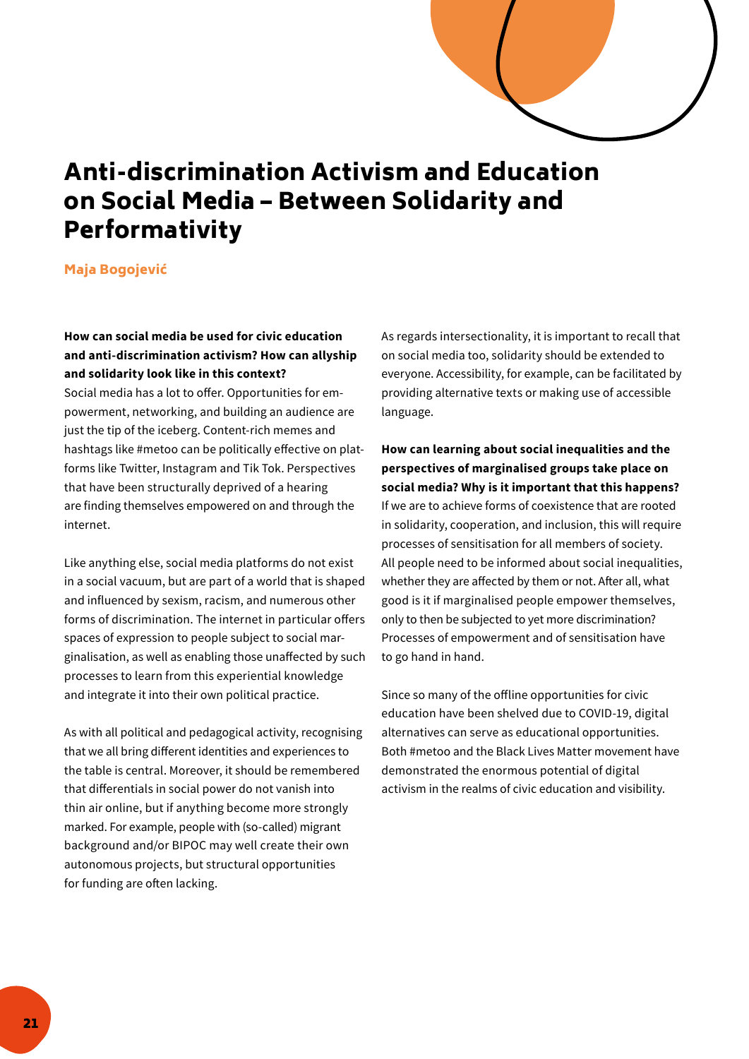# Anti-discrimination Activism and Education on Social Media – Between Solidarity and Performativity

**Maja Bogojević**

**How can social media be used for civic education and anti-discrimination activism? How can allyship and solidarity look like in this context?**
Social media has a lot to offer. Opportunities for empowerment, networking, and building an audience are just the tip of the iceberg. Content-rich memes and hashtags like #metoo can be politically effective on platforms like Twitter, Instagram and Tik Tok. Perspectives that have been structurally deprived of a hearing are finding themselves empowered on and through the internet.

Like anything else, social media platforms do not exist in a social vacuum, but are part of a world that is shaped and influenced by sexism, racism, and numerous other forms of discrimination. The internet in particular offers spaces of expression to people subject to social marginalisation, as well as enabling those unaffected by such processes to learn from this experiential knowledge and integrate it into their own political practice.

As with all political and pedagogical activity, recognising that we all bring different identities and experiences to the table is central. Moreover, it should be remembered that differentials in social power do not vanish into thin air online, but if anything become more strongly marked. For example, people with (so-called) migrant background and/or BIPOC may well create their own autonomous projects, but structural opportunities for funding are often lacking.

As regards intersectionality, it is important to recall that on social media too, solidarity should be extended to everyone. Accessibility, for example, can be facilitated by providing alternative texts or making use of accessible language.

**How can learning about social inequalities and the perspectives of marginalised groups take place on social media? Why is it important that this happens?**
If we are to achieve forms of coexistence that are rooted in solidarity, cooperation, and inclusion, this will require processes of sensitisation for all members of society. All people need to be informed about social inequalities, whether they are affected by them or not. After all, what good is it if marginalised people empower themselves, only to then be subjected to yet more discrimination? Processes of empowerment and of sensitisation have to go hand in hand.

Since so many of the offline opportunities for civic education have been shelved due to COVID-19, digital alternatives can serve as educational opportunities. Both #metoo and the Black Lives Matter movement have demonstrated the enormous potential of digital activism in the realms of civic education and visibility.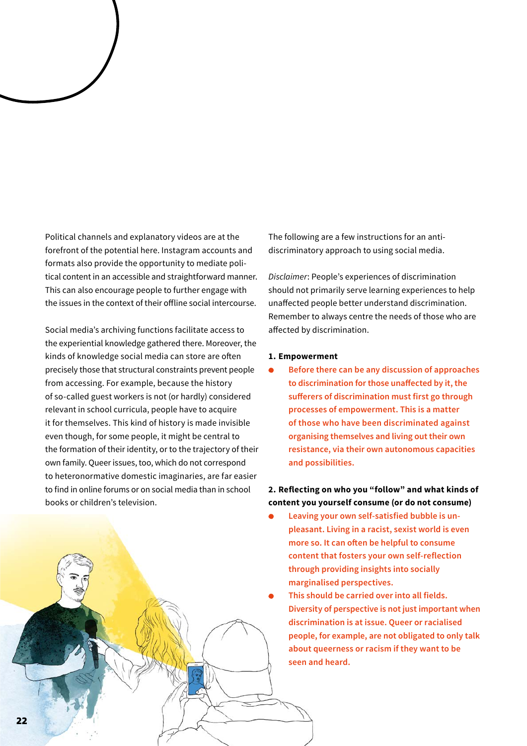Political channels and explanatory videos are at the forefront of the potential here. Instagram accounts and formats also provide the opportunity to mediate political content in an accessible and straightforward manner. This can also encourage people to further engage with the issues in the context of their offline social intercourse.

Social media's archiving functions facilitate access to the experiential knowledge gathered there. Moreover, the kinds of knowledge social media can store are often precisely those that structural constraints prevent people from accessing. For example, because the history of so-called guest workers is not (or hardly) considered relevant in school curricula, people have to acquire it for themselves. This kind of history is made invisible even though, for some people, it might be central to the formation of their identity, or to the trajectory of their own family. Queer issues, too, which do not correspond to heteronormative domestic imaginaries, are far easier to find in online forums or on social media than in school books or children's television.

The following are a few instructions for an anti-discriminatory approach to using social media.

*Disclaimer*: People's experiences of discrimination should not primarily serve learning experiences to help unaffected people better understand discrimination. Remember to always centre the needs of those who are affected by discrimination.

**1. Empowerment**

- **Before there can be any discussion of approaches to discrimination for those unaffected by it, the sufferers of discrimination must first go through processes of empowerment. This is a matter of those who have been discriminated against organising themselves and living out their own resistance, via their own autonomous capacities and possibilities.**

**2. Reflecting on who you "follow" and what kinds of content you yourself consume (or do not consume)**

- **Leaving your own self-satisfied bubble is unpleasant. Living in a racist, sexist world is even more so. It can often be helpful to consume content that fosters your own self-reflection through providing insights into socially marginalised perspectives.**
- **This should be carried over into all fields. Diversity of perspective is not just important when discrimination is at issue. Queer or racialised people, for example, are not obligated to only talk about queerness or racism if they want to be seen and heard.**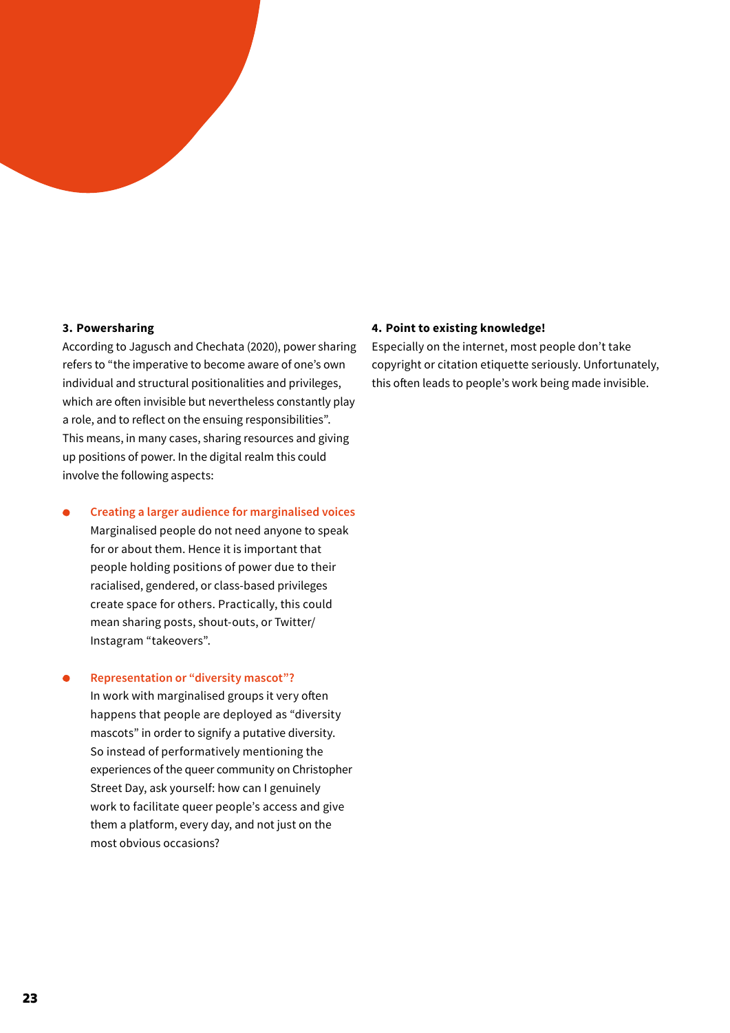### 3. Powersharing

According to Jagusch and Chechata (2020), power sharing refers to "the imperative to become aware of one's own individual and structural positionalities and privileges, which are often invisible but nevertheless constantly play a role, and to reflect on the ensuing responsibilities". This means, in many cases, sharing resources and giving up positions of power. In the digital realm this could involve the following aspects:

- **Creating a larger audience for marginalised voices**
  Marginalised people do not need anyone to speak for or about them. Hence it is important that people holding positions of power due to their racialised, gendered, or class-based privileges create space for others. Practically, this could mean sharing posts, shout-outs, or Twitter/ Instagram "takeovers".

- **Representation or "diversity mascot"?**
  In work with marginalised groups it very often happens that people are deployed as "diversity mascots" in order to signify a putative diversity. So instead of performatively mentioning the experiences of the queer community on Christopher Street Day, ask yourself: how can I genuinely work to facilitate queer people's access and give them a platform, every day, and not just on the most obvious occasions?

### 4. Point to existing knowledge!

Especially on the internet, most people don't take copyright or citation etiquette seriously. Unfortunately, this often leads to people's work being made invisible.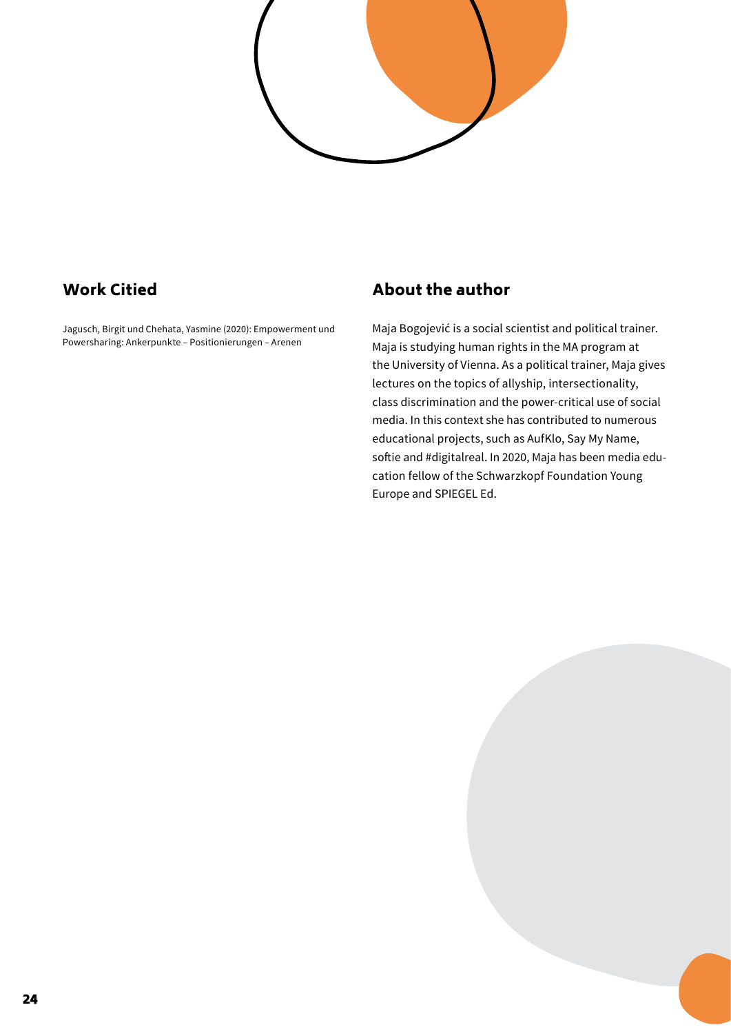## Work Citied

Jagusch, Birgit und Chehata, Yasmine (2020): Empowerment und Powersharing: Ankerpunkte – Positionierungen – Arenen

## About the author

Maja Bogojević is a social scientist and political trainer. Maja is studying human rights in the MA program at the University of Vienna. As a political trainer, Maja gives lectures on the topics of allyship, intersectionality, class discrimination and the power-critical use of social media. In this context she has contributed to numerous educational projects, such as AufKlo, Say My Name, softie and #digitalreal. In 2020, Maja has been media education fellow of the Schwarzkopf Foundation Young Europe and SPIEGEL Ed.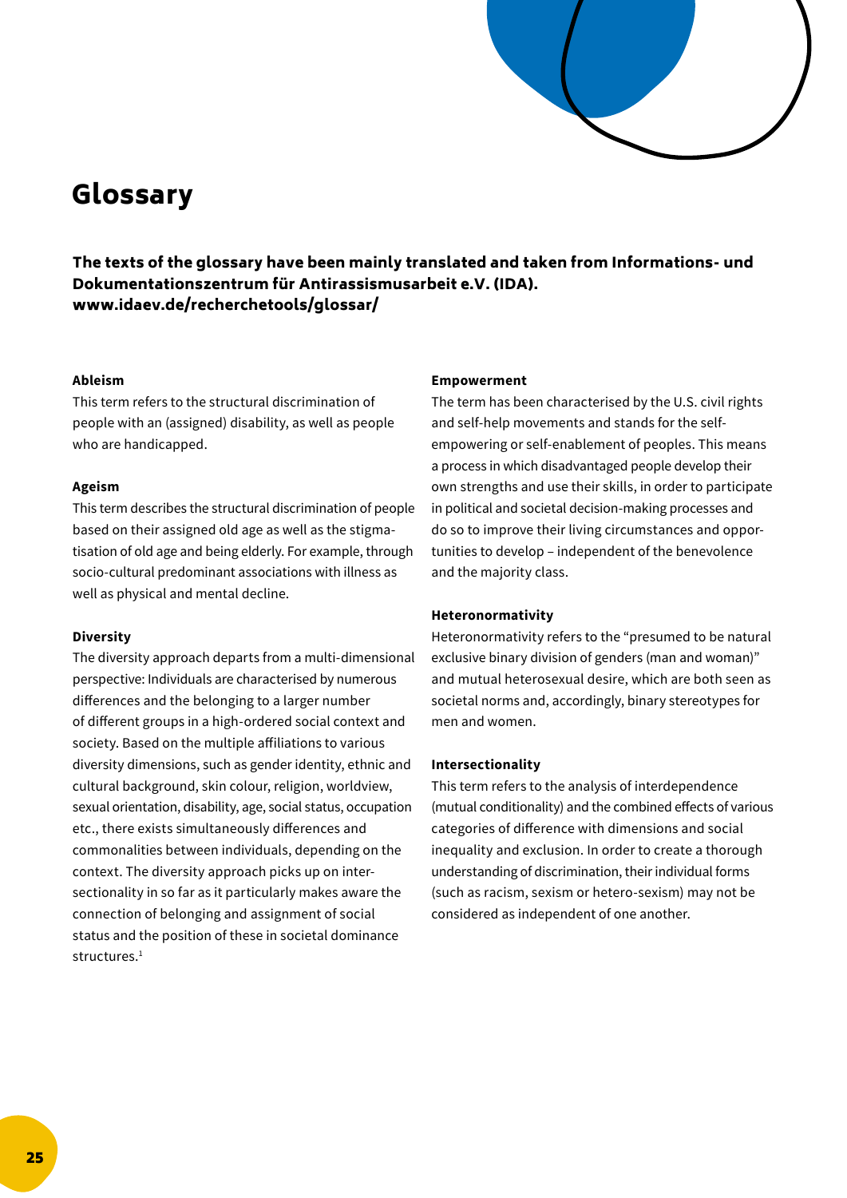# Glossary

**The texts of the glossary have been mainly translated and taken from Informations- und Dokumentationszentrum für Antirassismusarbeit e.V. (IDA). www.idaev.de/recherchetools/glossar/**

**Ableism**

This term refers to the structural discrimination of people with an (assigned) disability, as well as people who are handicapped.

**Ageism**

This term describes the structural discrimination of people based on their assigned old age as well as the stigmatisation of old age and being elderly. For example, through socio-cultural predominant associations with illness as well as physical and mental decline.

**Diversity**

The diversity approach departs from a multi-dimensional perspective: Individuals are characterised by numerous differences and the belonging to a larger number of different groups in a high-ordered social context and society. Based on the multiple affiliations to various diversity dimensions, such as gender identity, ethnic and cultural background, skin colour, religion, worldview, sexual orientation, disability, age, social status, occupation etc., there exists simultaneously differences and commonalities between individuals, depending on the context. The diversity approach picks up on intersectionality in so far as it particularly makes aware the connection of belonging and assignment of social status and the position of these in societal dominance structures.[1]

**Empowerment**

The term has been characterised by the U.S. civil rights and self-help movements and stands for the self-empowering or self-enablement of peoples. This means a process in which disadvantaged people develop their own strengths and use their skills, in order to participate in political and societal decision-making processes and do so to improve their living circumstances and opportunities to develop – independent of the benevolence and the majority class.

**Heteronormativity**

Heteronormativity refers to the "presumed to be natural exclusive binary division of genders (man and woman)" and mutual heterosexual desire, which are both seen as societal norms and, accordingly, binary stereotypes for men and women.

**Intersectionality**

This term refers to the analysis of interdependence (mutual conditionality) and the combined effects of various categories of difference with dimensions and social inequality and exclusion. In order to create a thorough understanding of discrimination, their individual forms (such as racism, sexism or hetero-sexism) may not be considered as independent of one another.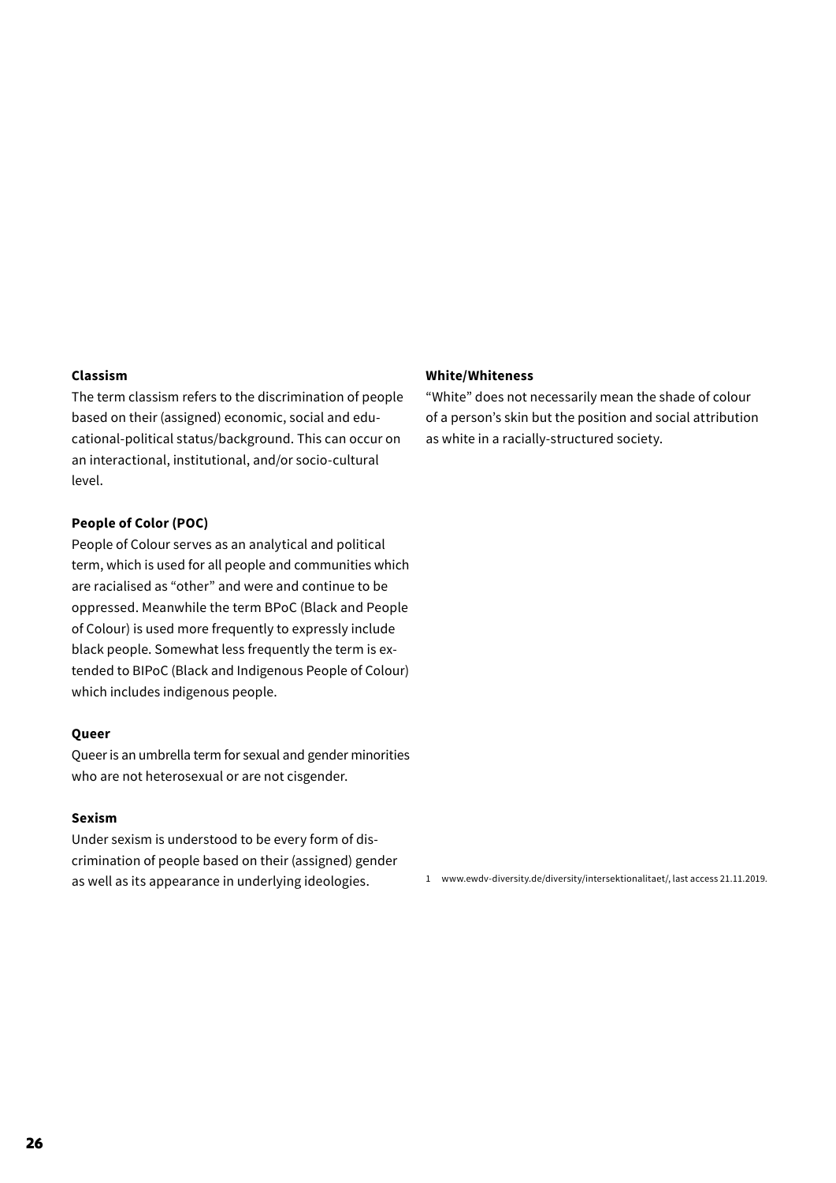**Classism**

The term classism refers to the discrimination of people based on their (assigned) economic, social and educational-political status/background. This can occur on an interactional, institutional, and/or socio-cultural level.

**People of Color (POC)**

People of Colour serves as an analytical and political term, which is used for all people and communities which are racialised as "other" and were and continue to be oppressed. Meanwhile the term BPoC (Black and People of Colour) is used more frequently to expressly include black people. Somewhat less frequently the term is extended to BIPoC (Black and Indigenous People of Colour) which includes indigenous people.

**Queer**

Queer is an umbrella term for sexual and gender minorities who are not heterosexual or are not cisgender.

**Sexism**

Under sexism is understood to be every form of discrimination of people based on their (assigned) gender as well as its appearance in underlying ideologies.

**White/Whiteness**

"White" does not necessarily mean the shade of colour of a person's skin but the position and social attribution as white in a racially-structured society.

1 www.ewdv-diversity.de/diversity/intersektionalitaet/, last access 21.11.2019.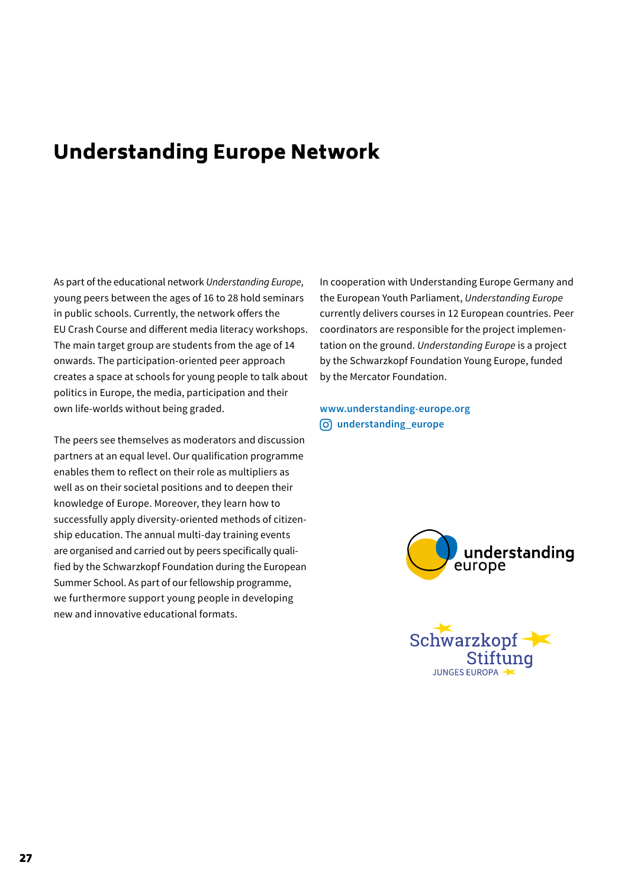# Understanding Europe Network

As part of the educational network *Understanding Europe*, young peers between the ages of 16 to 28 hold seminars in public schools. Currently, the network offers the EU Crash Course and different media literacy workshops. The main target group are students from the age of 14 onwards. The participation-oriented peer approach creates a space at schools for young people to talk about politics in Europe, the media, participation and their own life-worlds without being graded.

The peers see themselves as moderators and discussion partners at an equal level. Our qualification programme enables them to reflect on their role as multipliers as well as on their societal positions and to deepen their knowledge of Europe. Moreover, they learn how to successfully apply diversity-oriented methods of citizenship education. The annual multi-day training events are organised and carried out by peers specifically qualified by the Schwarzkopf Foundation during the European Summer School. As part of our fellowship programme, we furthermore support young people in developing new and innovative educational formats.

In cooperation with Understanding Europe Germany and the European Youth Parliament, *Understanding Europe* currently delivers courses in 12 European countries. Peer coordinators are responsible for the project implementation on the ground. *Understanding Europe* is a project by the Schwarzkopf Foundation Young Europe, funded by the Mercator Foundation.

**www.understanding-europe.org**

**understanding_europe**

understanding europe

Schwarzkopf Stiftung
JUNGES EUROPA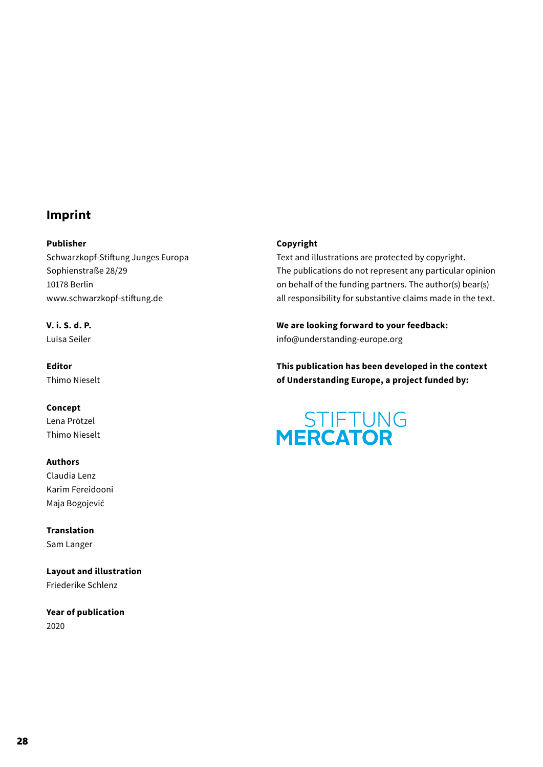## Imprint

**Publisher**
Schwarzkopf-Stiftung Junges Europa
Sophienstraße 28/29
10178 Berlin
www.schwarzkopf-stiftung.de

**V. i. S. d. P.**
Luisa Seiler

**Editor**
Thimo Nieselt

**Concept**
Lena Prötzel
Thimo Nieselt

**Authors**
Claudia Lenz
Karim Fereidooni
Maja Bogojević

**Translation**
Sam Langer

**Layout and illustration**
Friederike Schlenz

**Year of publication**
2020

**Copyright**
Text and illustrations are protected by copyright.
The publications do not represent any particular opinion on behalf of the funding partners. The author(s) bear(s) all responsibility for substantive claims made in the text.

**We are looking forward to your feedback:**
info@understanding-europe.org

**This publication has been developed in the context of Understanding Europe, a project funded by:**

STIFTUNG
MERCATOR